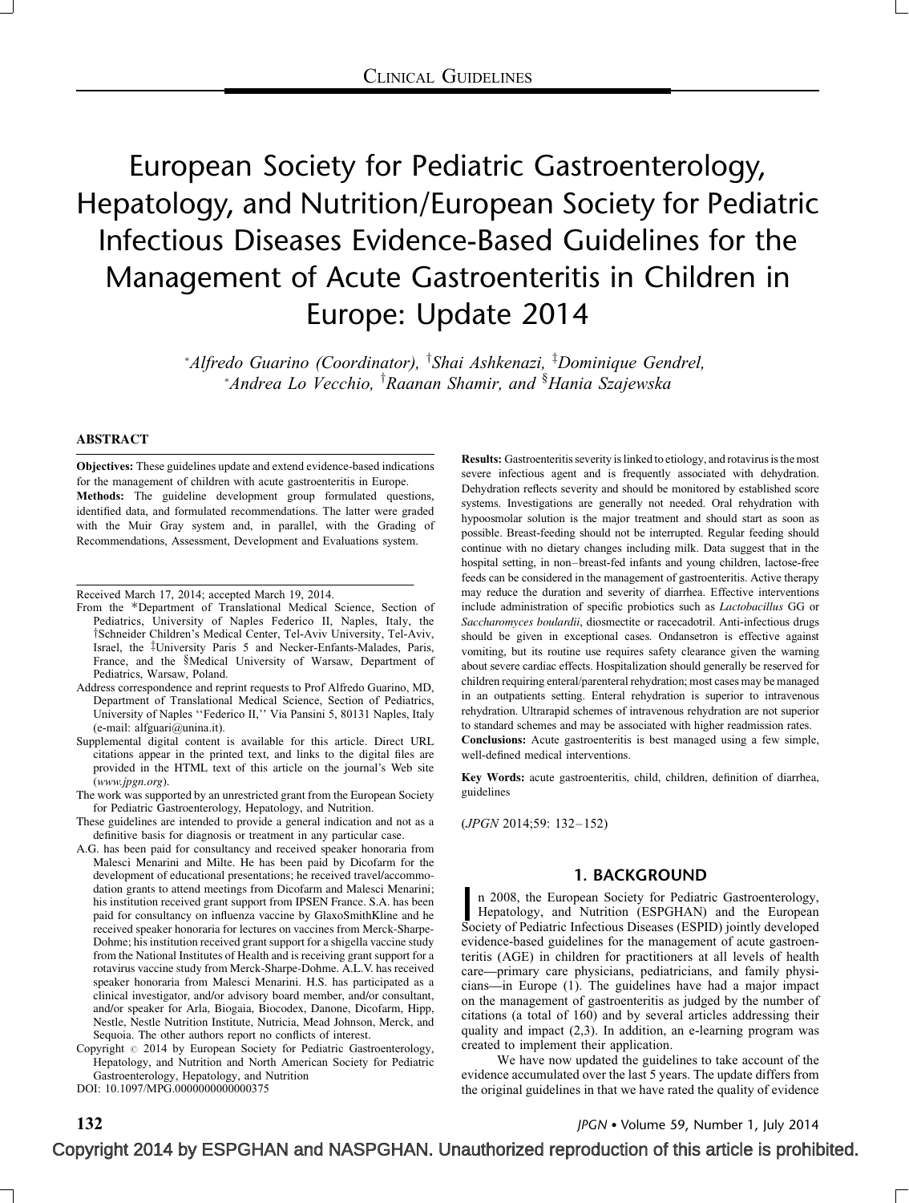# European Society for Pediatric Gastroenterology, Hepatology, and Nutrition/European Society for Pediatric Infectious Diseases Evidence-Based Guidelines for the Management of Acute Gastroenteritis in Children in Europe: Update 2014

*Alfredo Guarino (Coordinator), [†]Shai Ashkenazi, [‡]Dominique Gendrel, *Andrea Lo Vecchio, [†]Raanan Shamir, and [§]Hania Szajewska

## ABSTRACT

**Objectives:** These guidelines update and extend evidence-based indications for the management of children with acute gastroenteritis in Europe.

**Methods:** The guideline development group formulated questions, identified data, and formulated recommendations. The latter were graded with the Muir Gray system and, in parallel, with the Grading of Recommendations, Assessment, Development and Evaluations system.

**Results:** Gastroenteritis severity is linked to etiology, and rotavirus is the most severe infectious agent and is frequently associated with dehydration. Dehydration reflects severity and should be monitored by established score systems. Investigations are generally not needed. Oral rehydration with hypoosmolar solution is the major treatment and should start as soon as possible. Breast-feeding should not be interrupted. Regular feeding should continue with no dietary changes including milk. Data suggest that in the hospital setting, in non–breast-fed infants and young children, lactose-free feeds can be considered in the management of gastroenteritis. Active therapy may reduce the duration and severity of diarrhea. Effective interventions include administration of specific probiotics such as *Lactobacillus* GG or *Saccharomyces boulardii*, diosmectite or racecadotril. Anti-infectious drugs should be given in exceptional cases. Ondansetron is effective against vomiting, but its routine use requires safety clearance given the warning about severe cardiac effects. Hospitalization should generally be reserved for children requiring enteral/parenteral rehydration; most cases may be managed in an outpatients setting. Enteral rehydration is superior to intravenous rehydration. Ultrarapid schemes of intravenous rehydration are not superior to standard schemes and may be associated with higher readmission rates.

**Conclusions:** Acute gastroenteritis is best managed using a few simple, well-defined medical interventions.

**Key Words:** acute gastroenteritis, child, children, definition of diarrhea, guidelines

(*JPGN* 2014;59: 132–152)

Received March 17, 2014; accepted March 19, 2014.

From the *Department of Translational Medical Science, Section of Pediatrics, University of Naples Federico II, Naples, Italy, the †Schneider Children's Medical Center, Tel-Aviv University, Tel-Aviv, Israel, the ‡University Paris 5 and Necker-Enfants-Malades, Paris, France, and the §Medical University of Warsaw, Department of Pediatrics, Warsaw, Poland.

Address correspondence and reprint requests to Prof Alfredo Guarino, MD, Department of Translational Medical Science, Section of Pediatrics, University of Naples ''Federico II,'' Via Pansini 5, 80131 Naples, Italy (e-mail: alfguari@unina.it).

Supplemental digital content is available for this article. Direct URL citations appear in the printed text, and links to the digital files are provided in the HTML text of this article on the journal's Web site (*www.jpgn.org*).

The work was supported by an unrestricted grant from the European Society for Pediatric Gastroenterology, Hepatology, and Nutrition.

These guidelines are intended to provide a general indication and not as a definitive basis for diagnosis or treatment in any particular case.

A.G. has been paid for consultancy and received speaker honoraria from Malesci Menarini and Milte. He has been paid by Dicofarm for the development of educational presentations; he received travel/accommodation grants to attend meetings from Dicofarm and Malesci Menarini; his institution received grant support from IPSEN France. S.A. has been paid for consultancy on influenza vaccine by GlaxoSmithKline and he received speaker honoraria for lectures on vaccines from Merck-Sharpe-Dohme; his institution received grant support for a shigella vaccine study from the National Institutes of Health and is receiving grant support for a rotavirus vaccine study from Merck-Sharpe-Dohme. A.L.V. has received speaker honoraria from Malesci Menarini. H.S. has participated as a clinical investigator, and/or advisory board member, and/or consultant, and/or speaker for Arla, Biogaia, Biocodex, Danone, Dicofarm, Hipp, Nestle, Nestle Nutrition Institute, Nutricia, Mead Johnson, Merck, and Sequoia. The other authors report no conflicts of interest.

Copyright © 2014 by European Society for Pediatric Gastroenterology, Hepatology, and Nutrition and North American Society for Pediatric Gastroenterology, Hepatology, and Nutrition

DOI: 10.1097/MPG.0000000000000375

## 1. BACKGROUND

In 2008, the European Society for Pediatric Gastroenterology, Hepatology, and Nutrition (ESPGHAN) and the European Society of Pediatric Infectious Diseases (ESPID) jointly developed evidence-based guidelines for the management of acute gastroenteritis (AGE) in children for practitioners at all levels of health care—primary care physicians, pediatricians, and family physicians—in Europe (1). The guidelines have had a major impact on the management of gastroenteritis as judged by the number of citations (a total of 160) and by several articles addressing their quality and impact (2,3). In addition, an e-learning program was created to implement their application.

We have now updated the guidelines to take account of the evidence accumulated over the last 5 years. The update differs from the original guidelines in that we have rated the quality of evidence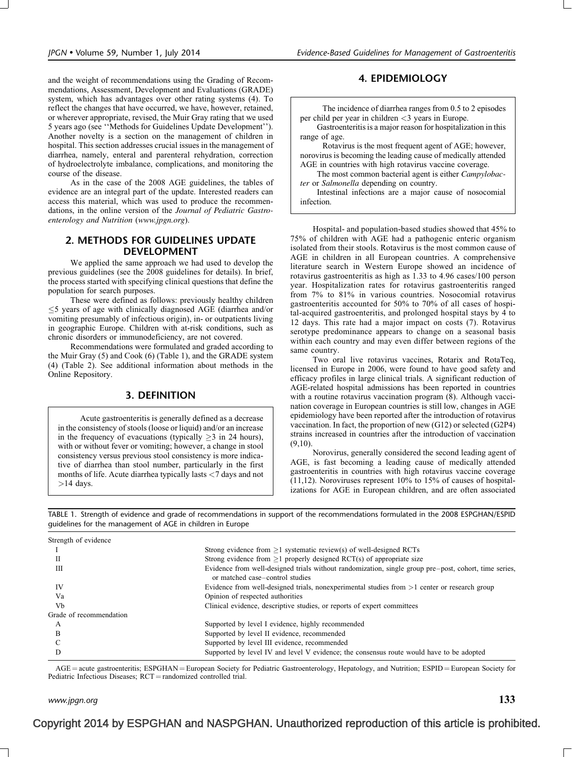and the weight of recommendations using the Grading of Recommendations, Assessment, Development and Evaluations (GRADE) system, which has advantages over other rating systems (4). To reflect the changes that have occurred, we have, however, retained, or wherever appropriate, revised, the Muir Gray rating that we used 5 years ago (see ''Methods for Guidelines Update Development''). Another novelty is a section on the management of children in hospital. This section addresses crucial issues in the management of diarrhea, namely, enteral and parenteral rehydration, correction of hydroelectrolyte imbalance, complications, and monitoring the course of the disease.

As in the case of the 2008 AGE guidelines, the tables of evidence are an integral part of the update. Interested readers can access this material, which was used to produce the recommendations, in the online version of the *Journal of Pediatric Gastroenterology and Nutrition* (*www.jpgn.org*).

## 2. METHODS FOR GUIDELINES UPDATE DEVELOPMENT

We applied the same approach we had used to develop the previous guidelines (see the 2008 guidelines for details). In brief, the process started with specifying clinical questions that define the population for search purposes.

These were defined as follows: previously healthy children $\leq$5 years of age with clinically diagnosed AGE (diarrhea and/or vomiting presumably of infectious origin), in- or outpatients living in geographic Europe. Children with at-risk conditions, such as chronic disorders or immunodeficiency, are not covered.

Recommendations were formulated and graded according to the Muir Gray (5) and Cook (6) (Table 1), and the GRADE system (4) (Table 2). See additional information about methods in the Online Repository.

## 3. DEFINITION

Acute gastroenteritis is generally defined as a decrease in the consistency of stools (loose or liquid) and/or an increase in the frequency of evacuations (typically $\geq$3 in 24 hours), with or without fever or vomiting; however, a change in stool consistency versus previous stool consistency is more indicative of diarrhea than stool number, particularly in the first months of life. Acute diarrhea typically lasts <7 days and not >14 days.

## 4. EPIDEMIOLOGY

The incidence of diarrhea ranges from 0.5 to 2 episodes per child per year in children <3 years in Europe.

Gastroenteritis is a major reason for hospitalization in this range of age.

Rotavirus is the most frequent agent of AGE; however, norovirus is becoming the leading cause of medically attended AGE in countries with high rotavirus vaccine coverage.

The most common bacterial agent is either *Campylobacter* or *Salmonella* depending on country.

Intestinal infections are a major cause of nosocomial infection.

Hospital- and population-based studies showed that 45% to 75% of children with AGE had a pathogenic enteric organism isolated from their stools. Rotavirus is the most common cause of AGE in children in all European countries. A comprehensive literature search in Western Europe showed an incidence of rotavirus gastroenteritis as high as 1.33 to 4.96 cases/100 person year. Hospitalization rates for rotavirus gastroenteritis ranged from 7% to 81% in various countries. Nosocomial rotavirus gastroenteritis accounted for 50% to 70% of all cases of hospital-acquired gastroenteritis, and prolonged hospital stays by 4 to 12 days. This rate had a major impact on costs (7). Rotavirus serotype predominance appears to change on a seasonal basis within each country and may even differ between regions of the same country.

Two oral live rotavirus vaccines, Rotarix and RotaTeq, licensed in Europe in 2006, were found to have good safety and efficacy profiles in large clinical trials. A significant reduction of AGE-related hospital admissions has been reported in countries with a routine rotavirus vaccination program (8). Although vaccination coverage in European countries is still low, changes in AGE epidemiology have been reported after the introduction of rotavirus vaccination. In fact, the proportion of new (G12) or selected (G2P4) strains increased in countries after the introduction of vaccination (9,10).

Norovirus, generally considered the second leading agent of AGE, is fast becoming a leading cause of medically attended gastroenteritis in countries with high rotavirus vaccine coverage (11,12). Noroviruses represent 10% to 15% of causes of hospitalizations for AGE in European children, and are often associated

TABLE 1. Strength of evidence and grade of recommendations in support of the recommendations formulated in the 2008 ESPGHAN/ESPID guidelines for the management of AGE in children in Europe

| | |
|---|---|
| Strength of evidence | |
| I | Strong evidence from $\geq$1 systematic review(s) of well-designed RCTs |
| II | Strong evidence from $\geq$1 properly designed RCT(s) of appropriate size |
| III | Evidence from well-designed trials without randomization, single group pre–post, cohort, time series, or matched case–control studies |
| IV | Evidence from well-designed trials, nonexperimental studies from >1 center or research group |
| Va | Opinion of respected authorities |
| Vb | Clinical evidence, descriptive studies, or reports of expert committees |
| Grade of recommendation | |
| A | Supported by level I evidence, highly recommended |
| B | Supported by level II evidence, recommended |
| C | Supported by level III evidence, recommended |
| D | Supported by level IV and level V evidence; the consensus route would have to be adopted |

AGE = acute gastroenteritis; ESPGHAN = European Society for Pediatric Gastroenterology, Hepatology, and Nutrition; ESPID = European Society for Pediatric Infectious Diseases; RCT = randomized controlled trial.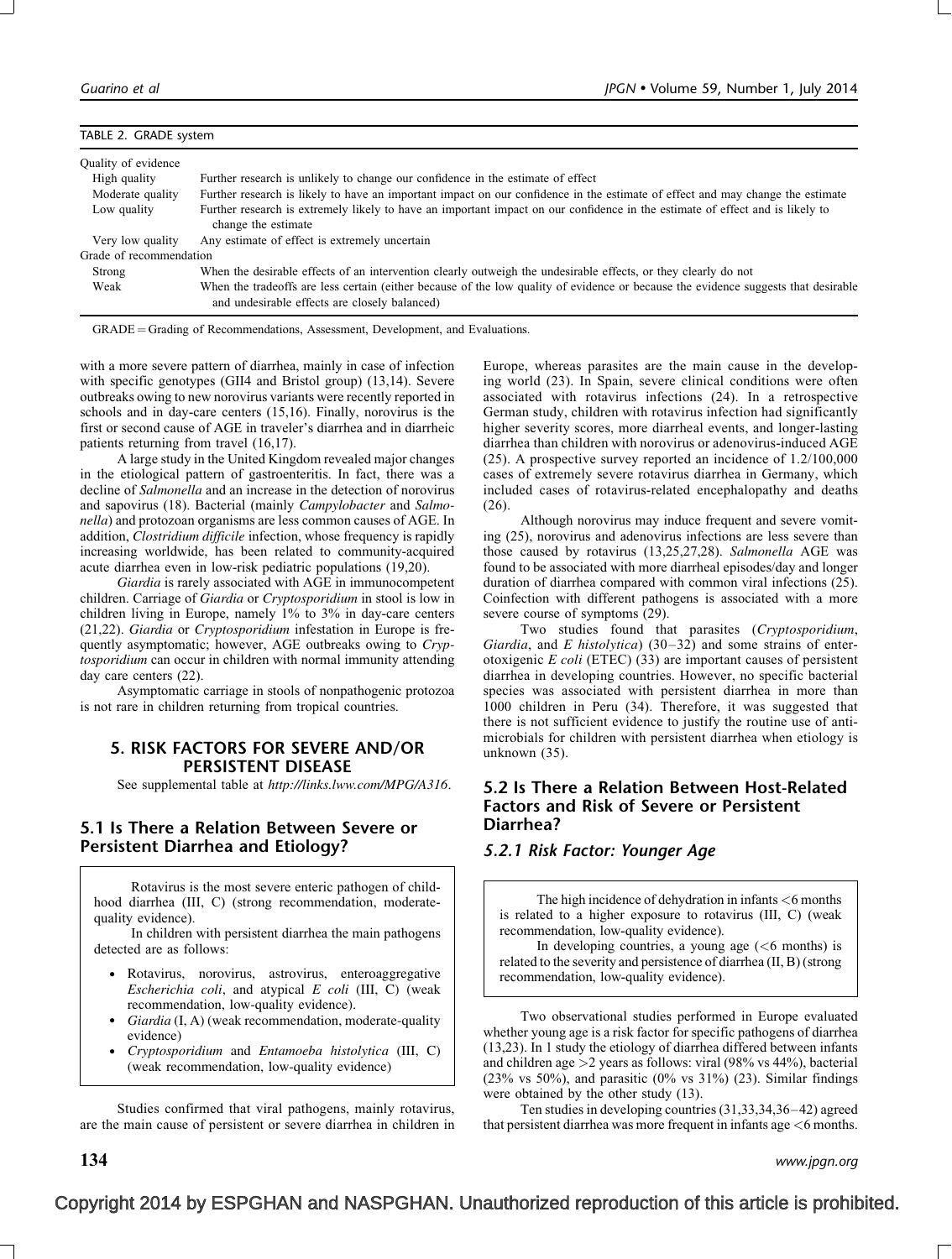TABLE 2. GRADE system

| | |
|---|---|
| Quality of evidence | |
| High quality | Further research is unlikely to change our confidence in the estimate of effect |
| Moderate quality | Further research is likely to have an important impact on our confidence in the estimate of effect and may change the estimate |
| Low quality | Further research is extremely likely to have an important impact on our confidence in the estimate of effect and is likely to change the estimate |
| Very low quality | Any estimate of effect is extremely uncertain |
| Grade of recommendation | |
| Strong | When the desirable effects of an intervention clearly outweigh the undesirable effects, or they clearly do not |
| Weak | When the tradeoffs are less certain (either because of the low quality of evidence or because the evidence suggests that desirable and undesirable effects are closely balanced) |

GRADE = Grading of Recommendations, Assessment, Development, and Evaluations.

with a more severe pattern of diarrhea, mainly in case of infection with specific genotypes (GII4 and Bristol group) (13,14). Severe outbreaks owing to new norovirus variants were recently reported in schools and in day-care centers (15,16). Finally, norovirus is the first or second cause of AGE in traveler's diarrhea and in diarrheic patients returning from travel (16,17).

A large study in the United Kingdom revealed major changes in the etiological pattern of gastroenteritis. In fact, there was a decline of *Salmonella* and an increase in the detection of norovirus and sapovirus (18). Bacterial (mainly *Campylobacter* and *Salmonella*) and protozoan organisms are less common causes of AGE. In addition, *Clostridium difficile* infection, whose frequency is rapidly increasing worldwide, has been related to community-acquired acute diarrhea even in low-risk pediatric populations (19,20).

*Giardia* is rarely associated with AGE in immunocompetent children. Carriage of *Giardia* or *Cryptosporidium* in stool is low in children living in Europe, namely 1% to 3% in day-care centers (21,22). *Giardia* or *Cryptosporidium* infestation in Europe is frequently asymptomatic; however, AGE outbreaks owing to *Cryptosporidium* can occur in children with normal immunity attending day care centers (22).

Asymptomatic carriage in stools of nonpathogenic protozoa is not rare in children returning from tropical countries.

## 5. RISK FACTORS FOR SEVERE AND/OR PERSISTENT DISEASE

See supplemental table at *http://links.lww.com/MPG/A316*.

### 5.1 Is There a Relation Between Severe or Persistent Diarrhea and Etiology?

> Rotavirus is the most severe enteric pathogen of childhood diarrhea (III, C) (strong recommendation, moderate-quality evidence).
>
> In children with persistent diarrhea the main pathogens detected are as follows:
>
> - Rotavirus, norovirus, astrovirus, enteroaggregative *Escherichia coli*, and atypical *E coli* (III, C) (weak recommendation, low-quality evidence).
> - *Giardia* (I, A) (weak recommendation, moderate-quality evidence)
> - *Cryptosporidium* and *Entamoeba histolytica* (III, C) (weak recommendation, low-quality evidence)

Studies confirmed that viral pathogens, mainly rotavirus, are the main cause of persistent or severe diarrhea in children in Europe, whereas parasites are the main cause in the developing world (23). In Spain, severe clinical conditions were often associated with rotavirus infections (24). In a retrospective German study, children with rotavirus infection had significantly higher severity scores, more diarrheal events, and longer-lasting diarrhea than children with norovirus or adenovirus-induced AGE (25). A prospective survey reported an incidence of 1.2/100,000 cases of extremely severe rotavirus diarrhea in Germany, which included cases of rotavirus-related encephalopathy and deaths (26).

Although norovirus may induce frequent and severe vomiting (25), norovirus and adenovirus infections are less severe than those caused by rotavirus (13,25,27,28). *Salmonella* AGE was found to be associated with more diarrheal episodes/day and longer duration of diarrhea compared with common viral infections (25). Coinfection with different pathogens is associated with a more severe course of symptoms (29).

Two studies found that parasites (*Cryptosporidium*, *Giardia*, and *E histolytica*) (30–32) and some strains of enterotoxigenic *E coli* (ETEC) (33) are important causes of persistent diarrhea in developing countries. However, no specific bacterial species was associated with persistent diarrhea in more than 1000 children in Peru (34). Therefore, it was suggested that there is not sufficient evidence to justify the routine use of antimicrobials for children with persistent diarrhea when etiology is unknown (35).

### 5.2 Is There a Relation Between Host-Related Factors and Risk of Severe or Persistent Diarrhea?

#### *5.2.1 Risk Factor: Younger Age*

> The high incidence of dehydration in infants <6 months is related to a higher exposure to rotavirus (III, C) (weak recommendation, low-quality evidence).
>
> In developing countries, a young age (<6 months) is related to the severity and persistence of diarrhea (II, B) (strong recommendation, low-quality evidence).

Two observational studies performed in Europe evaluated whether young age is a risk factor for specific pathogens of diarrhea (13,23). In 1 study the etiology of diarrhea differed between infants and children age >2 years as follows: viral (98% vs 44%), bacterial (23% vs 50%), and parasitic (0% vs 31%) (23). Similar findings were obtained by the other study (13).

Ten studies in developing countries (31,33,34,36–42) agreed that persistent diarrhea was more frequent in infants age <6 months.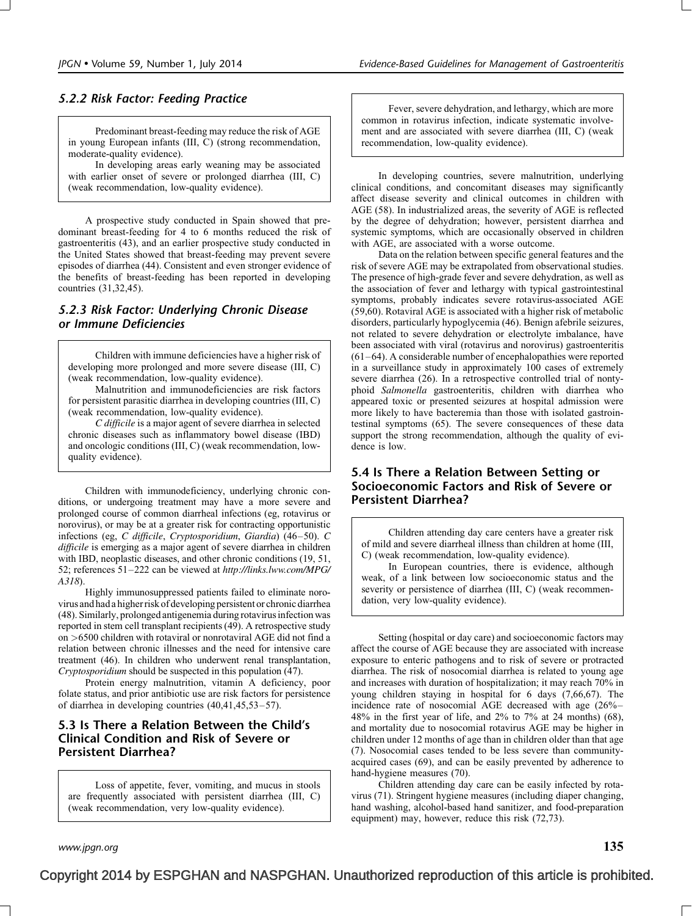### 5.2.2 Risk Factor: Feeding Practice

> Predominant breast-feeding may reduce the risk of AGE in young European infants (III, C) (strong recommendation, moderate-quality evidence).
>
> In developing areas early weaning may be associated with earlier onset of severe or prolonged diarrhea (III, C) (weak recommendation, low-quality evidence).

A prospective study conducted in Spain showed that predominant breast-feeding for 4 to 6 months reduced the risk of gastroenteritis (43), and an earlier prospective study conducted in the United States showed that breast-feeding may prevent severe episodes of diarrhea (44). Consistent and even stronger evidence of the benefits of breast-feeding has been reported in developing countries (31,32,45).

### 5.2.3 Risk Factor: Underlying Chronic Disease or Immune Deficiencies

> Children with immune deficiencies have a higher risk of developing more prolonged and more severe disease (III, C) (weak recommendation, low-quality evidence).
>
> Malnutrition and immunodeficiencies are risk factors for persistent parasitic diarrhea in developing countries (III, C) (weak recommendation, low-quality evidence).
>
> *C difficile* is a major agent of severe diarrhea in selected chronic diseases such as inflammatory bowel disease (IBD) and oncologic conditions (III, C) (weak recommendation, low-quality evidence).

Children with immunodeficiency, underlying chronic conditions, or undergoing treatment may have a more severe and prolonged course of common diarrheal infections (eg, rotavirus or norovirus), or may be at a greater risk for contracting opportunistic infections (eg, *C difficile*, *Cryptosporidium*, *Giardia*) (46–50). *C difficile* is emerging as a major agent of severe diarrhea in children with IBD, neoplastic diseases, and other chronic conditions (19, 51, 52; references 51–222 can be viewed at *http://links.lww.com/MPG/A318*).

Highly immunosuppressed patients failed to eliminate norovirus and had a higher risk of developing persistent or chronic diarrhea (48). Similarly, prolonged antigenemia during rotavirus infection was reported in stem cell transplant recipients (49). A retrospective study on >6500 children with rotaviral or nonrotaviral AGE did not find a relation between chronic illnesses and the need for intensive care treatment (46). In children who underwent renal transplantation, *Cryptosporidium* should be suspected in this population (47).

Protein energy malnutrition, vitamin A deficiency, poor folate status, and prior antibiotic use are risk factors for persistence of diarrhea in developing countries (40,41,45,53–57).

## 5.3 Is There a Relation Between the Child's Clinical Condition and Risk of Severe or Persistent Diarrhea?

> Loss of appetite, fever, vomiting, and mucus in stools are frequently associated with persistent diarrhea (III, C) (weak recommendation, very low-quality evidence).
>
> Fever, severe dehydration, and lethargy, which are more common in rotavirus infection, indicate systematic involvement and are associated with severe diarrhea (III, C) (weak recommendation, low-quality evidence).

In developing countries, severe malnutrition, underlying clinical conditions, and concomitant diseases may significantly affect disease severity and clinical outcomes in children with AGE (58). In industrialized areas, the severity of AGE is reflected by the degree of dehydration; however, persistent diarrhea and systemic symptoms, which are occasionally observed in children with AGE, are associated with a worse outcome.

Data on the relation between specific general features and the risk of severe AGE may be extrapolated from observational studies. The presence of high-grade fever and severe dehydration, as well as the association of fever and lethargy with typical gastrointestinal symptoms, probably indicates severe rotavirus-associated AGE (59,60). Rotaviral AGE is associated with a higher risk of metabolic disorders, particularly hypoglycemia (46). Benign afebrile seizures, not related to severe dehydration or electrolyte imbalance, have been associated with viral (rotavirus and norovirus) gastroenteritis (61–64). A considerable number of encephalopathies were reported in a surveillance study in approximately 100 cases of extremely severe diarrhea (26). In a retrospective controlled trial of nontyphoid *Salmonella* gastroenteritis, children with diarrhea who appeared toxic or presented seizures at hospital admission were more likely to have bacteremia than those with isolated gastrointestinal symptoms (65). The severe consequences of these data support the strong recommendation, although the quality of evidence is low.

## 5.4 Is There a Relation Between Setting or Socioeconomic Factors and Risk of Severe or Persistent Diarrhea?

> Children attending day care centers have a greater risk of mild and severe diarrheal illness than children at home (III, C) (weak recommendation, low-quality evidence).
>
> In European countries, there is evidence, although weak, of a link between low socioeconomic status and the severity or persistence of diarrhea (III, C) (weak recommendation, very low-quality evidence).

Setting (hospital or day care) and socioeconomic factors may affect the course of AGE because they are associated with increase exposure to enteric pathogens and to risk of severe or protracted diarrhea. The risk of nosocomial diarrhea is related to young age and increases with duration of hospitalization; it may reach 70% in young children staying in hospital for 6 days (7,66,67). The incidence rate of nosocomial AGE decreased with age (26%–48% in the first year of life, and 2% to 7% at 24 months) (68), and mortality due to nosocomial rotavirus AGE may be higher in children under 12 months of age than in children older than that age (7). Nosocomial cases tended to be less severe than community-acquired cases (69), and can be easily prevented by adherence to hand-hygiene measures (70).

Children attending day care can be easily infected by rotavirus (71). Stringent hygiene measures (including diaper changing, hand washing, alcohol-based hand sanitizer, and food-preparation equipment) may, however, reduce this risk (72,73).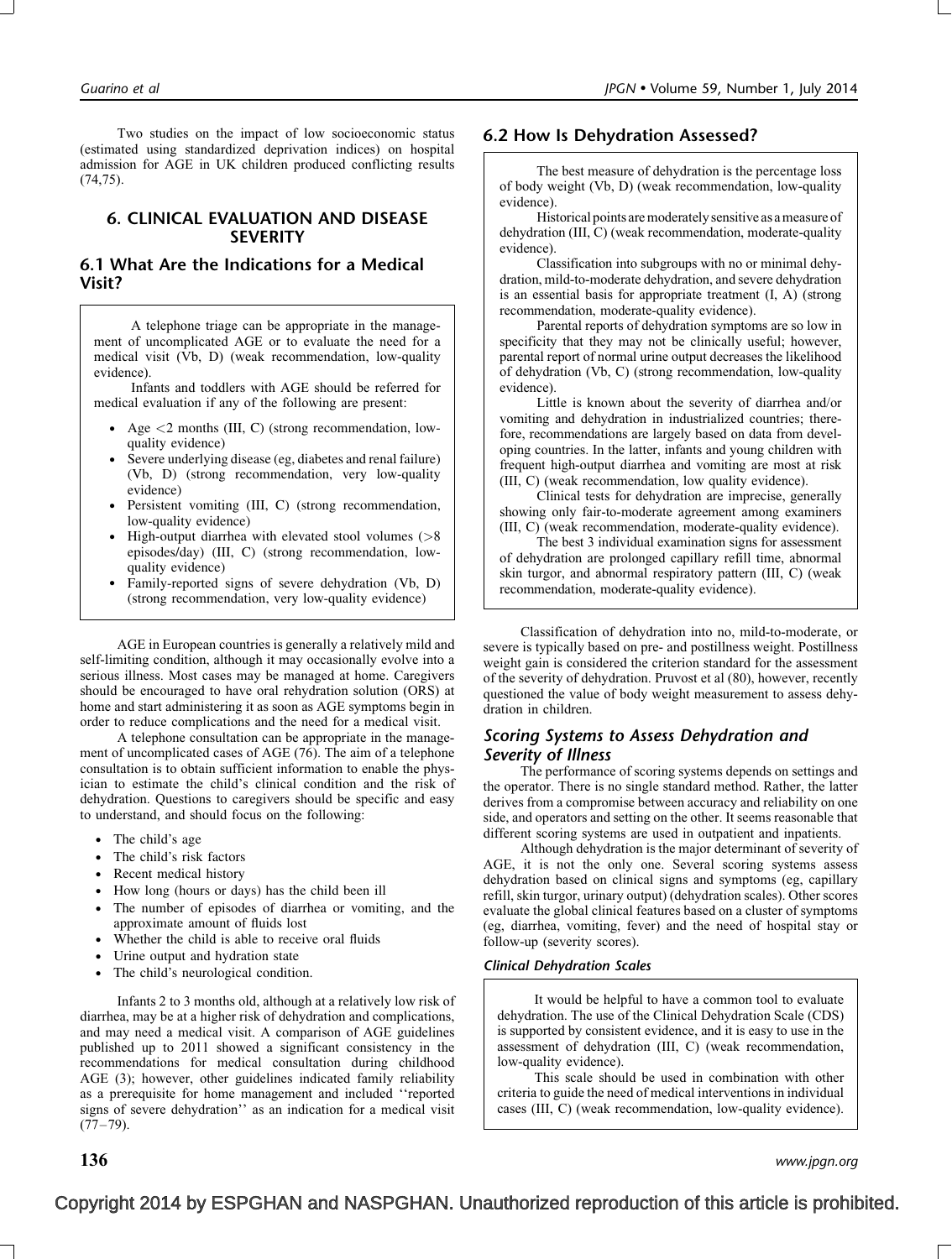Two studies on the impact of low socioeconomic status (estimated using standardized deprivation indices) on hospital admission for AGE in UK children produced conflicting results (74,75).

## 6. CLINICAL EVALUATION AND DISEASE SEVERITY

### 6.1 What Are the Indications for a Medical Visit?

> A telephone triage can be appropriate in the management of uncomplicated AGE or to evaluate the need for a medical visit (Vb, D) (weak recommendation, low-quality evidence).
>
> Infants and toddlers with AGE should be referred for medical evaluation if any of the following are present:
>
> - Age <2 months (III, C) (strong recommendation, low-quality evidence)
> - Severe underlying disease (eg, diabetes and renal failure) (Vb, D) (strong recommendation, very low-quality evidence)
> - Persistent vomiting (III, C) (strong recommendation, low-quality evidence)
> - High-output diarrhea with elevated stool volumes (>8 episodes/day) (III, C) (strong recommendation, low-quality evidence)
> - Family-reported signs of severe dehydration (Vb, D) (strong recommendation, very low-quality evidence)

AGE in European countries is generally a relatively mild and self-limiting condition, although it may occasionally evolve into a serious illness. Most cases may be managed at home. Caregivers should be encouraged to have oral rehydration solution (ORS) at home and start administering it as soon as AGE symptoms begin in order to reduce complications and the need for a medical visit.

A telephone consultation can be appropriate in the management of uncomplicated cases of AGE (76). The aim of a telephone consultation is to obtain sufficient information to enable the physician to estimate the child's clinical condition and the risk of dehydration. Questions to caregivers should be specific and easy to understand, and should focus on the following:

- The child's age
- The child's risk factors
- Recent medical history
- How long (hours or days) has the child been ill
- The number of episodes of diarrhea or vomiting, and the approximate amount of fluids lost
- Whether the child is able to receive oral fluids
- Urine output and hydration state
- The child's neurological condition.

Infants 2 to 3 months old, although at a relatively low risk of diarrhea, may be at a higher risk of dehydration and complications, and may need a medical visit. A comparison of AGE guidelines published up to 2011 showed a significant consistency in the recommendations for medical consultation during childhood AGE (3); however, other guidelines indicated family reliability as a prerequisite for home management and included ''reported signs of severe dehydration'' as an indication for a medical visit (77–79).

### 6.2 How Is Dehydration Assessed?

> The best measure of dehydration is the percentage loss of body weight (Vb, D) (weak recommendation, low-quality evidence).
>
> Historical points are moderately sensitive as a measure of dehydration (III, C) (weak recommendation, moderate-quality evidence).
>
> Classification into subgroups with no or minimal dehydration, mild-to-moderate dehydration, and severe dehydration is an essential basis for appropriate treatment (I, A) (strong recommendation, moderate-quality evidence).
>
> Parental reports of dehydration symptoms are so low in specificity that they may not be clinically useful; however, parental report of normal urine output decreases the likelihood of dehydration (Vb, C) (strong recommendation, low-quality evidence).
>
> Little is known about the severity of diarrhea and/or vomiting and dehydration in industrialized countries; therefore, recommendations are largely based on data from developing countries. In the latter, infants and young children with frequent high-output diarrhea and vomiting are most at risk (III, C) (weak recommendation, low quality evidence).
>
> Clinical tests for dehydration are imprecise, generally showing only fair-to-moderate agreement among examiners (III, C) (weak recommendation, moderate-quality evidence).
>
> The best 3 individual examination signs for assessment of dehydration are prolonged capillary refill time, abnormal skin turgor, and abnormal respiratory pattern (III, C) (weak recommendation, moderate-quality evidence).

Classification of dehydration into no, mild-to-moderate, or severe is typically based on pre- and postillness weight. Postillness weight gain is considered the criterion standard for the assessment of the severity of dehydration. Pruvost et al (80), however, recently questioned the value of body weight measurement to assess dehydration in children.

### *Scoring Systems to Assess Dehydration and Severity of Illness*

The performance of scoring systems depends on settings and the operator. There is no single standard method. Rather, the latter derives from a compromise between accuracy and reliability on one side, and operators and setting on the other. It seems reasonable that different scoring systems are used in outpatient and inpatients.

Although dehydration is the major determinant of severity of AGE, it is not the only one. Several scoring systems assess dehydration based on clinical signs and symptoms (eg, capillary refill, skin turgor, urinary output) (dehydration scales). Other scores evaluate the global clinical features based on a cluster of symptoms (eg, diarrhea, vomiting, fever) and the need of hospital stay or follow-up (severity scores).

#### *Clinical Dehydration Scales*

> It would be helpful to have a common tool to evaluate dehydration. The use of the Clinical Dehydration Scale (CDS) is supported by consistent evidence, and it is easy to use in the assessment of dehydration (III, C) (weak recommendation, low-quality evidence).
>
> This scale should be used in combination with other criteria to guide the need of medical interventions in individual cases (III, C) (weak recommendation, low-quality evidence).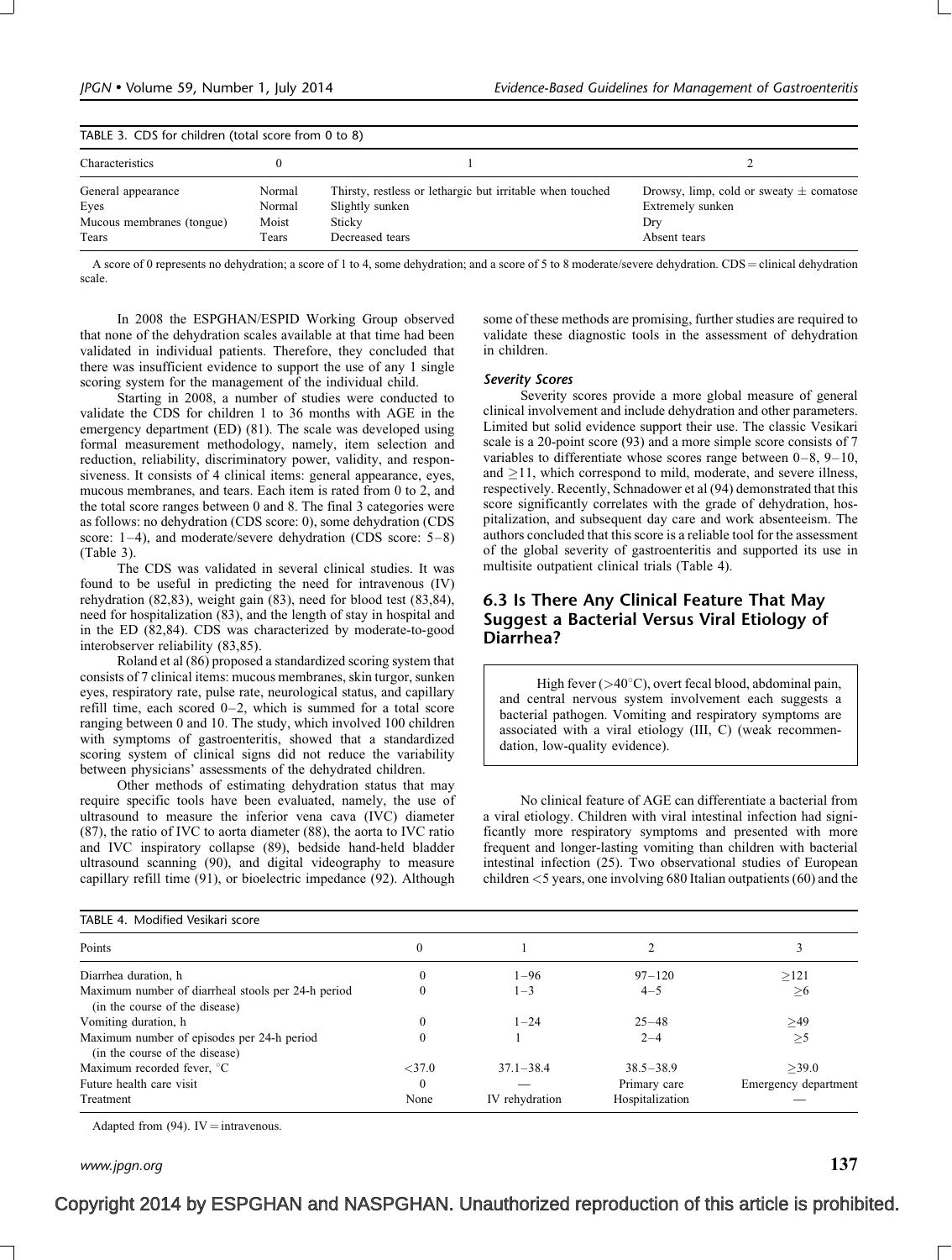TABLE 3. CDS for children (total score from 0 to 8)

| Characteristics | 0 | 1 | 2 |
|---|---|---|---|
| General appearance | Normal | Thirsty, restless or lethargic but irritable when touched | Drowsy, limp, cold or sweaty ± comatose |
| Eyes | Normal | Slightly sunken | Extremely sunken |
| Mucous membranes (tongue) | Moist | Sticky | Dry |
| Tears | Tears | Decreased tears | Absent tears |

A score of 0 represents no dehydration; a score of 1 to 4, some dehydration; and a score of 5 to 8 moderate/severe dehydration. CDS = clinical dehydration scale.

In 2008 the ESPGHAN/ESPID Working Group observed that none of the dehydration scales available at that time had been validated in individual patients. Therefore, they concluded that there was insufficient evidence to support the use of any 1 single scoring system for the management of the individual child.

Starting in 2008, a number of studies were conducted to validate the CDS for children 1 to 36 months with AGE in the emergency department (ED) (81). The scale was developed using formal measurement methodology, namely, item selection and reduction, reliability, discriminatory power, validity, and responsiveness. It consists of 4 clinical items: general appearance, eyes, mucous membranes, and tears. Each item is rated from 0 to 2, and the total score ranges between 0 and 8. The final 3 categories were as follows: no dehydration (CDS score: 0), some dehydration (CDS score: 1–4), and moderate/severe dehydration (CDS score: 5–8) (Table 3).

The CDS was validated in several clinical studies. It was found to be useful in predicting the need for intravenous (IV) rehydration (82,83), weight gain (83), need for blood test (83,84), need for hospitalization (83), and the length of stay in hospital and in the ED (82,84). CDS was characterized by moderate-to-good interobserver reliability (83,85).

Roland et al (86) proposed a standardized scoring system that consists of 7 clinical items: mucous membranes, skin turgor, sunken eyes, respiratory rate, pulse rate, neurological status, and capillary refill time, each scored 0–2, which is summed for a total score ranging between 0 and 10. The study, which involved 100 children with symptoms of gastroenteritis, showed that a standardized scoring system of clinical signs did not reduce the variability between physicians' assessments of the dehydrated children.

Other methods of estimating dehydration status that may require specific tools have been evaluated, namely, the use of ultrasound to measure the inferior vena cava (IVC) diameter (87), the ratio of IVC to aorta diameter (88), the aorta to IVC ratio and IVC inspiratory collapse (89), bedside hand-held bladder ultrasound scanning (90), and digital videography to measure capillary refill time (91), or bioelectric impedance (92). Although some of these methods are promising, further studies are required to validate these diagnostic tools in the assessment of dehydration in children.

### *Severity Scores*

Severity scores provide a more global measure of general clinical involvement and include dehydration and other parameters. Limited but solid evidence support their use. The classic Vesikari scale is a 20-point score (93) and a more simple score consists of 7 variables to differentiate whose scores range between 0–8, 9–10, and ≥11, which correspond to mild, moderate, and severe illness, respectively. Recently, Schnadower et al (94) demonstrated that this score significantly correlates with the grade of dehydration, hospitalization, and subsequent day care and work absenteeism. The authors concluded that this score is a reliable tool for the assessment of the global severity of gastroenteritis and supported its use in multisite outpatient clinical trials (Table 4).

## 6.3 Is There Any Clinical Feature That May Suggest a Bacterial Versus Viral Etiology of Diarrhea?

> High fever (>40°C), overt fecal blood, abdominal pain, and central nervous system involvement each suggests a bacterial pathogen. Vomiting and respiratory symptoms are associated with a viral etiology (III, C) (weak recommendation, low-quality evidence).

No clinical feature of AGE can differentiate a bacterial from a viral etiology. Children with viral intestinal infection had significantly more respiratory symptoms and presented with more frequent and longer-lasting vomiting than children with bacterial intestinal infection (25). Two observational studies of European children <5 years, one involving 680 Italian outpatients (60) and the

TABLE 4. Modified Vesikari score

| Points | 0 | 1 | 2 | 3 |
|---|---|---|---|---|
| Diarrhea duration, h | 0 | 1–96 | 97–120 | ≥121 |
| Maximum number of diarrheal stools per 24-h period (in the course of the disease) | 0 | 1–3 | 4–5 | ≥6 |
| Vomiting duration, h | 0 | 1–24 | 25–48 | ≥49 |
| Maximum number of episodes per 24-h period (in the course of the disease) | 0 | 1 | 2–4 | ≥5 |
| Maximum recorded fever, °C | <37.0 | 37.1–38.4 | 38.5–38.9 | ≥39.0 |
| Future health care visit | 0 | — | Primary care | Emergency department |
| Treatment | None | IV rehydration | Hospitalization | — |

Adapted from (94). IV = intravenous.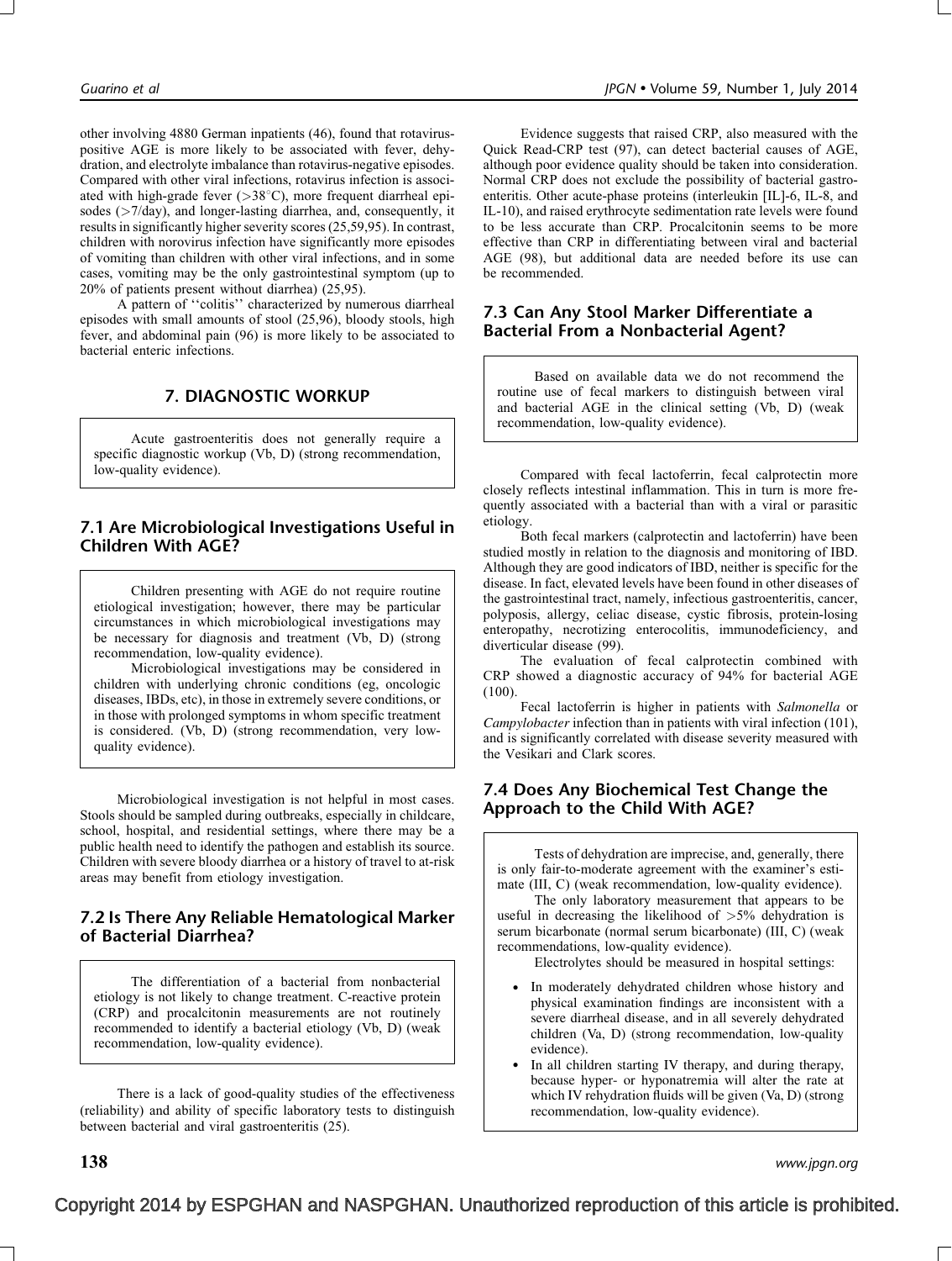other involving 4880 German inpatients (46), found that rotavirus-positive AGE is more likely to be associated with fever, dehydration, and electrolyte imbalance than rotavirus-negative episodes. Compared with other viral infections, rotavirus infection is associated with high-grade fever (>38°C), more frequent diarrheal episodes (>7/day), and longer-lasting diarrhea, and, consequently, it results in significantly higher severity scores (25,59,95). In contrast, children with norovirus infection have significantly more episodes of vomiting than children with other viral infections, and in some cases, vomiting may be the only gastrointestinal symptom (up to 20% of patients present without diarrhea) (25,95).

A pattern of ''colitis'' characterized by numerous diarrheal episodes with small amounts of stool (25,96), bloody stools, high fever, and abdominal pain (96) is more likely to be associated to bacterial enteric infections.

## 7. DIAGNOSTIC WORKUP

> Acute gastroenteritis does not generally require a specific diagnostic workup (Vb, D) (strong recommendation, low-quality evidence).

### 7.1 Are Microbiological Investigations Useful in Children With AGE?

> Children presenting with AGE do not require routine etiological investigation; however, there may be particular circumstances in which microbiological investigations may be necessary for diagnosis and treatment (Vb, D) (strong recommendation, low-quality evidence).
>
> Microbiological investigations may be considered in children with underlying chronic conditions (eg, oncologic diseases, IBDs, etc), in those in extremely severe conditions, or in those with prolonged symptoms in whom specific treatment is considered. (Vb, D) (strong recommendation, very low-quality evidence).

Microbiological investigation is not helpful in most cases. Stools should be sampled during outbreaks, especially in childcare, school, hospital, and residential settings, where there may be a public health need to identify the pathogen and establish its source. Children with severe bloody diarrhea or a history of travel to at-risk areas may benefit from etiology investigation.

### 7.2 Is There Any Reliable Hematological Marker of Bacterial Diarrhea?

> The differentiation of a bacterial from nonbacterial etiology is not likely to change treatment. C-reactive protein (CRP) and procalcitonin measurements are not routinely recommended to identify a bacterial etiology (Vb, D) (weak recommendation, low-quality evidence).

There is a lack of good-quality studies of the effectiveness (reliability) and ability of specific laboratory tests to distinguish between bacterial and viral gastroenteritis (25).

Evidence suggests that raised CRP, also measured with the Quick Read-CRP test (97), can detect bacterial causes of AGE, although poor evidence quality should be taken into consideration. Normal CRP does not exclude the possibility of bacterial gastroenteritis. Other acute-phase proteins (interleukin [IL]-6, IL-8, and IL-10), and raised erythrocyte sedimentation rate levels were found to be less accurate than CRP. Procalcitonin seems to be more effective than CRP in differentiating between viral and bacterial AGE (98), but additional data are needed before its use can be recommended.

### 7.3 Can Any Stool Marker Differentiate a Bacterial From a Nonbacterial Agent?

> Based on available data we do not recommend the routine use of fecal markers to distinguish between viral and bacterial AGE in the clinical setting (Vb, D) (weak recommendation, low-quality evidence).

Compared with fecal lactoferrin, fecal calprotectin more closely reflects intestinal inflammation. This in turn is more frequently associated with a bacterial than with a viral or parasitic etiology.

Both fecal markers (calprotectin and lactoferrin) have been studied mostly in relation to the diagnosis and monitoring of IBD. Although they are good indicators of IBD, neither is specific for the disease. In fact, elevated levels have been found in other diseases of the gastrointestinal tract, namely, infectious gastroenteritis, cancer, polyposis, allergy, celiac disease, cystic fibrosis, protein-losing enteropathy, necrotizing enterocolitis, immunodeficiency, and diverticular disease (99).

The evaluation of fecal calprotectin combined with CRP showed a diagnostic accuracy of 94% for bacterial AGE (100).

Fecal lactoferrin is higher in patients with *Salmonella* or *Campylobacter* infection than in patients with viral infection (101), and is significantly correlated with disease severity measured with the Vesikari and Clark scores.

### 7.4 Does Any Biochemical Test Change the Approach to the Child With AGE?

> Tests of dehydration are imprecise, and, generally, there is only fair-to-moderate agreement with the examiner's estimate (III, C) (weak recommendation, low-quality evidence).
>
> The only laboratory measurement that appears to be useful in decreasing the likelihood of >5% dehydration is serum bicarbonate (normal serum bicarbonate) (III, C) (weak recommendations, low-quality evidence).
>
> Electrolytes should be measured in hospital settings:
>
> - In moderately dehydrated children whose history and physical examination findings are inconsistent with a severe diarrheal disease, and in all severely dehydrated children (Va, D) (strong recommendation, low-quality evidence).
> - In all children starting IV therapy, and during therapy, because hyper- or hyponatremia will alter the rate at which IV rehydration fluids will be given (Va, D) (strong recommendation, low-quality evidence).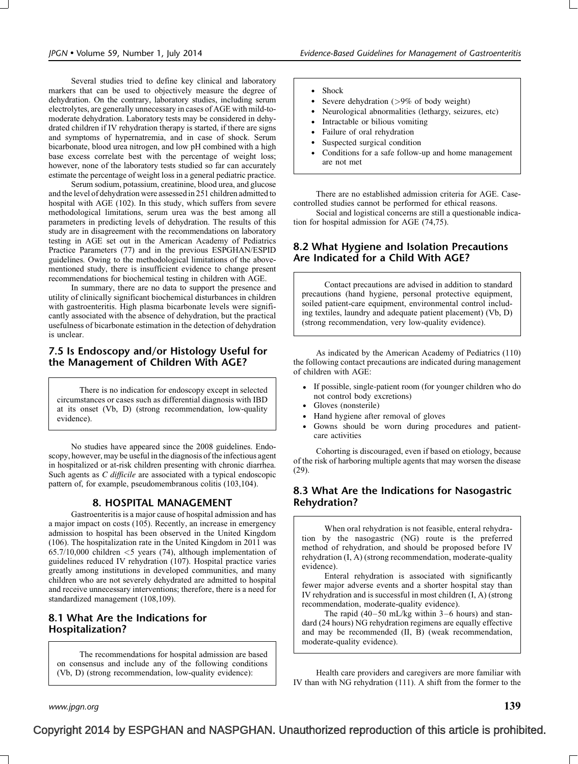Several studies tried to define key clinical and laboratory markers that can be used to objectively measure the degree of dehydration. On the contrary, laboratory studies, including serum electrolytes, are generally unnecessary in cases of AGE with mild-to-moderate dehydration. Laboratory tests may be considered in dehydrated children if IV rehydration therapy is started, if there are signs and symptoms of hypernatremia, and in case of shock. Serum bicarbonate, blood urea nitrogen, and low pH combined with a high base excess correlate best with the percentage of weight loss; however, none of the laboratory tests studied so far can accurately estimate the percentage of weight loss in a general pediatric practice.

Serum sodium, potassium, creatinine, blood urea, and glucose and the level of dehydration were assessed in 251 children admitted to hospital with AGE (102). In this study, which suffers from severe methodological limitations, serum urea was the best among all parameters in predicting levels of dehydration. The results of this study are in disagreement with the recommendations on laboratory testing in AGE set out in the American Academy of Pediatrics Practice Parameters (77) and in the previous ESPGHAN/ESPID guidelines. Owing to the methodological limitations of the above-mentioned study, there is insufficient evidence to change present recommendations for biochemical testing in children with AGE.

In summary, there are no data to support the presence and utility of clinically significant biochemical disturbances in children with gastroenteritis. High plasma bicarbonate levels were significantly associated with the absence of dehydration, but the practical usefulness of bicarbonate estimation in the detection of dehydration is unclear.

### 7.5 Is Endoscopy and/or Histology Useful for the Management of Children With AGE?

> There is no indication for endoscopy except in selected circumstances or cases such as differential diagnosis with IBD at its onset (Vb, D) (strong recommendation, low-quality evidence).

No studies have appeared since the 2008 guidelines. Endoscopy, however, may be useful in the diagnosis of the infectious agent in hospitalized or at-risk children presenting with chronic diarrhea. Such agents as *C difficile* are associated with a typical endoscopic pattern of, for example, pseudomembranous colitis (103,104).

## 8. HOSPITAL MANAGEMENT

Gastroenteritis is a major cause of hospital admission and has a major impact on costs (105). Recently, an increase in emergency admission to hospital has been observed in the United Kingdom (106). The hospitalization rate in the United Kingdom in 2011 was 65.7/10,000 children <5 years (74), although implementation of guidelines reduced IV rehydration (107). Hospital practice varies greatly among institutions in developed communities, and many children who are not severely dehydrated are admitted to hospital and receive unnecessary interventions; therefore, there is a need for standardized management (108,109).

### 8.1 What Are the Indications for Hospitalization?

> The recommendations for hospital admission are based on consensus and include any of the following conditions (Vb, D) (strong recommendation, low-quality evidence):
>
> - Shock
> - Severe dehydration (>9% of body weight)
> - Neurological abnormalities (lethargy, seizures, etc)
> - Intractable or bilious vomiting
> - Failure of oral rehydration
> - Suspected surgical condition
> - Conditions for a safe follow-up and home management are not met

There are no established admission criteria for AGE. Case-controlled studies cannot be performed for ethical reasons.

Social and logistical concerns are still a questionable indication for hospital admission for AGE (74,75).

### 8.2 What Hygiene and Isolation Precautions Are Indicated for a Child With AGE?

> Contact precautions are advised in addition to standard precautions (hand hygiene, personal protective equipment, soiled patient-care equipment, environmental control including textiles, laundry and adequate patient placement) (Vb, D) (strong recommendation, very low-quality evidence).

As indicated by the American Academy of Pediatrics (110) the following contact precautions are indicated during management of children with AGE:

- If possible, single-patient room (for younger children who do not control body excretions)
- Gloves (nonsterile)
- Hand hygiene after removal of gloves
- Gowns should be worn during procedures and patient-care activities

Cohorting is discouraged, even if based on etiology, because of the risk of harboring multiple agents that may worsen the disease (29).

### 8.3 What Are the Indications for Nasogastric Rehydration?

> When oral rehydration is not feasible, enteral rehydration by the nasogastric (NG) route is the preferred method of rehydration, and should be proposed before IV rehydration (I, A) (strong recommendation, moderate-quality evidence).
>
> Enteral rehydration is associated with significantly fewer major adverse events and a shorter hospital stay than IV rehydration and is successful in most children (I, A) (strong recommendation, moderate-quality evidence).
>
> The rapid (40–50 mL/kg within 3–6 hours) and standard (24 hours) NG rehydration regimens are equally effective and may be recommended (II, B) (weak recommendation, moderate-quality evidence).

Health care providers and caregivers are more familiar with IV than with NG rehydration (111). A shift from the former to the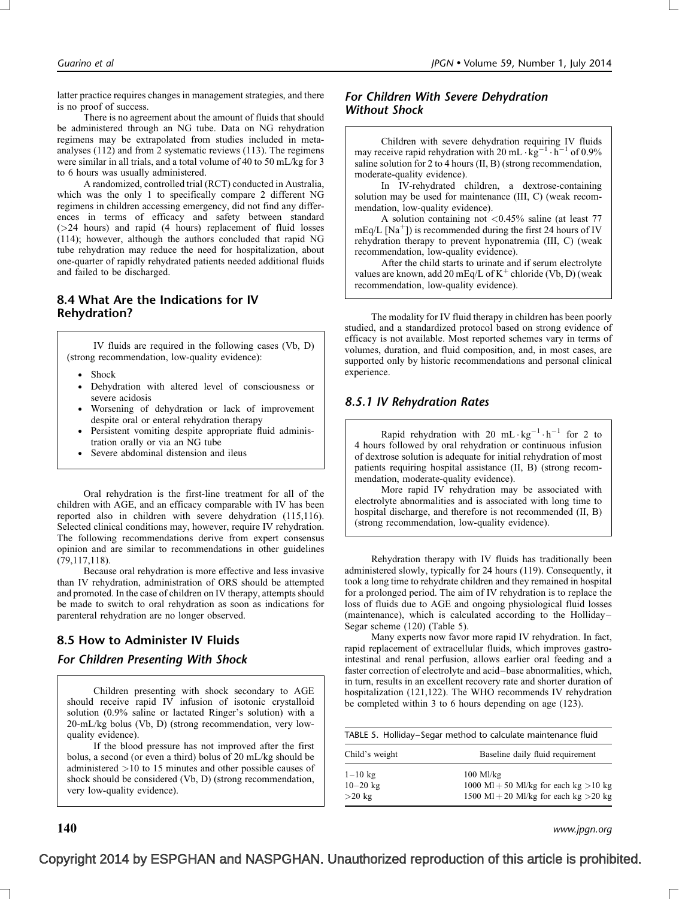latter practice requires changes in management strategies, and there is no proof of success.

There is no agreement about the amount of fluids that should be administered through an NG tube. Data on NG rehydration regimens may be extrapolated from studies included in meta-analyses (112) and from 2 systematic reviews (113). The regimens were similar in all trials, and a total volume of 40 to 50 mL/kg for 3 to 6 hours was usually administered.

A randomized, controlled trial (RCT) conducted in Australia, which was the only 1 to specifically compare 2 different NG regimens in children accessing emergency, did not find any differences in terms of efficacy and safety between standard (>24 hours) and rapid (4 hours) replacement of fluid losses (114); however, although the authors concluded that rapid NG tube rehydration may reduce the need for hospitalization, about one-quarter of rapidly rehydrated patients needed additional fluids and failed to be discharged.

## 8.4 What Are the Indications for IV Rehydration?

IV fluids are required in the following cases (Vb, D) (strong recommendation, low-quality evidence):

- Shock
- Dehydration with altered level of consciousness or severe acidosis
- Worsening of dehydration or lack of improvement despite oral or enteral rehydration therapy
- Persistent vomiting despite appropriate fluid administration orally or via an NG tube
- Severe abdominal distension and ileus

Oral rehydration is the first-line treatment for all of the children with AGE, and an efficacy comparable with IV has been reported also in children with severe dehydration (115,116). Selected clinical conditions may, however, require IV rehydration. The following recommendations derive from expert consensus opinion and are similar to recommendations in other guidelines (79,117,118).

Because oral rehydration is more effective and less invasive than IV rehydration, administration of ORS should be attempted and promoted. In the case of children on IV therapy, attempts should be made to switch to oral rehydration as soon as indications for parenteral rehydration are no longer observed.

## 8.5 How to Administer IV Fluids

### *For Children Presenting With Shock*

Children presenting with shock secondary to AGE should receive rapid IV infusion of isotonic crystalloid solution (0.9% saline or lactated Ringer's solution) with a 20-mL/kg bolus (Vb, D) (strong recommendation, very low-quality evidence).

If the blood pressure has not improved after the first bolus, a second (or even a third) bolus of 20 mL/kg should be administered >10 to 15 minutes and other possible causes of shock should be considered (Vb, D) (strong recommendation, very low-quality evidence).

### *For Children With Severe Dehydration Without Shock*

Children with severe dehydration requiring IV fluids may receive rapid rehydration with 20 $mL \cdot kg^{-1} \cdot h^{-1}$ of 0.9% saline solution for 2 to 4 hours (II, B) (strong recommendation, moderate-quality evidence).

In IV-rehydrated children, a dextrose-containing solution may be used for maintenance (III, C) (weak recommendation, low-quality evidence).

A solution containing not <0.45% saline (at least 77 mEq/L [$Na^+$]) is recommended during the first 24 hours of IV rehydration therapy to prevent hyponatremia (III, C) (weak recommendation, low-quality evidence).

After the child starts to urinate and if serum electrolyte values are known, add 20 mEq/L of $K^+$ chloride (Vb, D) (weak recommendation, low-quality evidence).

The modality for IV fluid therapy in children has been poorly studied, and a standardized protocol based on strong evidence of efficacy is not available. Most reported schemes vary in terms of volumes, duration, and fluid composition, and, in most cases, are supported only by historic recommendations and personal clinical experience.

### *8.5.1 IV Rehydration Rates*

Rapid rehydration with 20 $mL \cdot kg^{-1} \cdot h^{-1}$ for 2 to 4 hours followed by oral rehydration or continuous infusion of dextrose solution is adequate for initial rehydration of most patients requiring hospital assistance (II, B) (strong recommendation, moderate-quality evidence).

More rapid IV rehydration may be associated with electrolyte abnormalities and is associated with long time to hospital discharge, and therefore is not recommended (II, B) (strong recommendation, low-quality evidence).

Rehydration therapy with IV fluids has traditionally been administered slowly, typically for 24 hours (119). Consequently, it took a long time to rehydrate children and they remained in hospital for a prolonged period. The aim of IV rehydration is to replace the loss of fluids due to AGE and ongoing physiological fluid losses (maintenance), which is calculated according to the Holliday–Segar scheme (120) (Table 5).

Many experts now favor more rapid IV rehydration. In fact, rapid replacement of extracellular fluids, which improves gastrointestinal and renal perfusion, allows earlier oral feeding and a faster correction of electrolyte and acid–base abnormalities, which, in turn, results in an excellent recovery rate and shorter duration of hospitalization (121,122). The WHO recommends IV rehydration be completed within 3 to 6 hours depending on age (123).

TABLE 5. Holliday–Segar method to calculate maintenance fluid

| Child's weight | Baseline daily fluid requirement |
|---|---|
| 1–10 kg | 100 Ml/kg |
| 10–20 kg | 1000 Ml + 50 Ml/kg for each kg >10 kg |
| >20 kg | 1500 Ml + 20 Ml/kg for each kg >20 kg |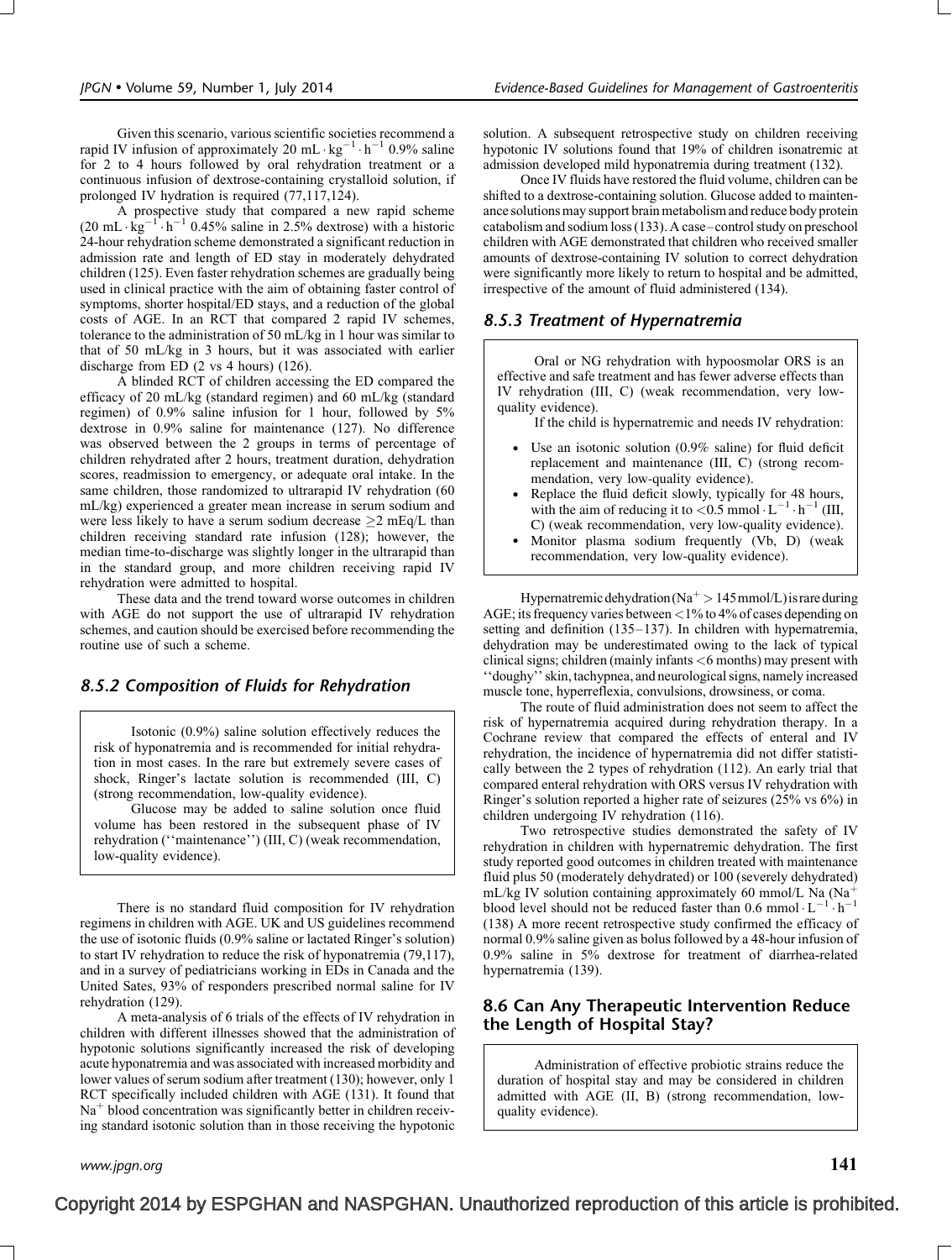Given this scenario, various scientific societies recommend a rapid IV infusion of approximately 20 $mL \cdot kg^{-1} \cdot h^{-1}$ 0.9% saline for 2 to 4 hours followed by oral rehydration treatment or a continuous infusion of dextrose-containing crystalloid solution, if prolonged IV hydration is required (77,117,124).

A prospective study that compared a new rapid scheme (20 $mL \cdot kg^{-1} \cdot h^{-1}$ 0.45% saline in 2.5% dextrose) with a historic 24-hour rehydration scheme demonstrated a significant reduction in admission rate and length of ED stay in moderately dehydrated children (125). Even faster rehydration schemes are gradually being used in clinical practice with the aim of obtaining faster control of symptoms, shorter hospital/ED stays, and a reduction of the global costs of AGE. In an RCT that compared 2 rapid IV schemes, tolerance to the administration of 50 mL/kg in 1 hour was similar to that of 50 mL/kg in 3 hours, but it was associated with earlier discharge from ED (2 vs 4 hours) (126).

A blinded RCT of children accessing the ED compared the efficacy of 20 mL/kg (standard regimen) and 60 mL/kg (standard regimen) of 0.9% saline infusion for 1 hour, followed by 5% dextrose in 0.9% saline for maintenance (127). No difference was observed between the 2 groups in terms of percentage of children rehydrated after 2 hours, treatment duration, dehydration scores, readmission to emergency, or adequate oral intake. In the same children, those randomized to ultrarapid IV rehydration (60 mL/kg) experienced a greater mean increase in serum sodium and were less likely to have a serum sodium decrease $\geq$2 mEq/L than children receiving standard rate infusion (128); however, the median time-to-discharge was slightly longer in the ultrarapid than in the standard group, and more children receiving rapid IV rehydration were admitted to hospital.

These data and the trend toward worse outcomes in children with AGE do not support the use of ultrarapid IV rehydration schemes, and caution should be exercised before recommending the routine use of such a scheme.

### 8.5.2 Composition of Fluids for Rehydration

> Isotonic (0.9%) saline solution effectively reduces the risk of hyponatremia and is recommended for initial rehydration in most cases. In the rare but extremely severe cases of shock, Ringer's lactate solution is recommended (III, C) (strong recommendation, low-quality evidence).
>
> Glucose may be added to saline solution once fluid volume has been restored in the subsequent phase of IV rehydration (''maintenance'') (III, C) (weak recommendation, low-quality evidence).

There is no standard fluid composition for IV rehydration regimens in children with AGE. UK and US guidelines recommend the use of isotonic fluids (0.9% saline or lactated Ringer's solution) to start IV rehydration to reduce the risk of hyponatremia (79,117), and in a survey of pediatricians working in EDs in Canada and the United Sates, 93% of responders prescribed normal saline for IV rehydration (129).

A meta-analysis of 6 trials of the effects of IV rehydration in children with different illnesses showed that the administration of hypotonic solutions significantly increased the risk of developing acute hyponatremia and was associated with increased morbidity and lower values of serum sodium after treatment (130); however, only 1 RCT specifically included children with AGE (131). It found that $Na^+$ blood concentration was significantly better in children receiving standard isotonic solution than in those receiving the hypotonic solution. A subsequent retrospective study on children receiving hypotonic IV solutions found that 19% of children isonatremic at admission developed mild hyponatremia during treatment (132).

Once IV fluids have restored the fluid volume, children can be shifted to a dextrose-containing solution. Glucose added to maintenance solutions may support brain metabolism and reduce body protein catabolism and sodium loss (133). A case–control study on preschool children with AGE demonstrated that children who received smaller amounts of dextrose-containing IV solution to correct dehydration were significantly more likely to return to hospital and be admitted, irrespective of the amount of fluid administered (134).

### 8.5.3 Treatment of Hypernatremia

> Oral or NG rehydration with hypoosmolar ORS is an effective and safe treatment and has fewer adverse effects than IV rehydration (III, C) (weak recommendation, very low-quality evidence).
>
> If the child is hypernatremic and needs IV rehydration:
>
> - Use an isotonic solution (0.9% saline) for fluid deficit replacement and maintenance (III, C) (strong recommendation, very low-quality evidence).
> - Replace the fluid deficit slowly, typically for 48 hours, with the aim of reducing it to <0.5 $mmol \cdot L^{-1} \cdot h^{-1}$ (III, C) (weak recommendation, very low-quality evidence).
> - Monitor plasma sodium frequently (Vb, D) (weak recommendation, very low-quality evidence).

Hypernatremic dehydration ($Na^+ > 145$ mmol/L) is rare during AGE; its frequency varies between <1% to 4% of cases depending on setting and definition (135–137). In children with hypernatremia, dehydration may be underestimated owing to the lack of typical clinical signs; children (mainly infants <6 months) may present with ''doughy'' skin, tachypnea, and neurological signs, namely increased muscle tone, hyperreflexia, convulsions, drowsiness, or coma.

The route of fluid administration does not seem to affect the risk of hypernatremia acquired during rehydration therapy. In a Cochrane review that compared the effects of enteral and IV rehydration, the incidence of hypernatremia did not differ statistically between the 2 types of rehydration (112). An early trial that compared enteral rehydration with ORS versus IV rehydration with Ringer's solution reported a higher rate of seizures (25% vs 6%) in children undergoing IV rehydration (116).

Two retrospective studies demonstrated the safety of IV rehydration in children with hypernatremic dehydration. The first study reported good outcomes in children treated with maintenance fluid plus 50 (moderately dehydrated) or 100 (severely dehydrated) mL/kg IV solution containing approximately 60 mmol/L Na ($Na^+$ blood level should not be reduced faster than 0.6 $mmol \cdot L^{-1} \cdot h^{-1}$ (138) A more recent retrospective study confirmed the efficacy of normal 0.9% saline given as bolus followed by a 48-hour infusion of 0.9% saline in 5% dextrose for treatment of diarrhea-related hypernatremia (139).

## 8.6 Can Any Therapeutic Intervention Reduce the Length of Hospital Stay?

> Administration of effective probiotic strains reduce the duration of hospital stay and may be considered in children admitted with AGE (II, B) (strong recommendation, low-quality evidence).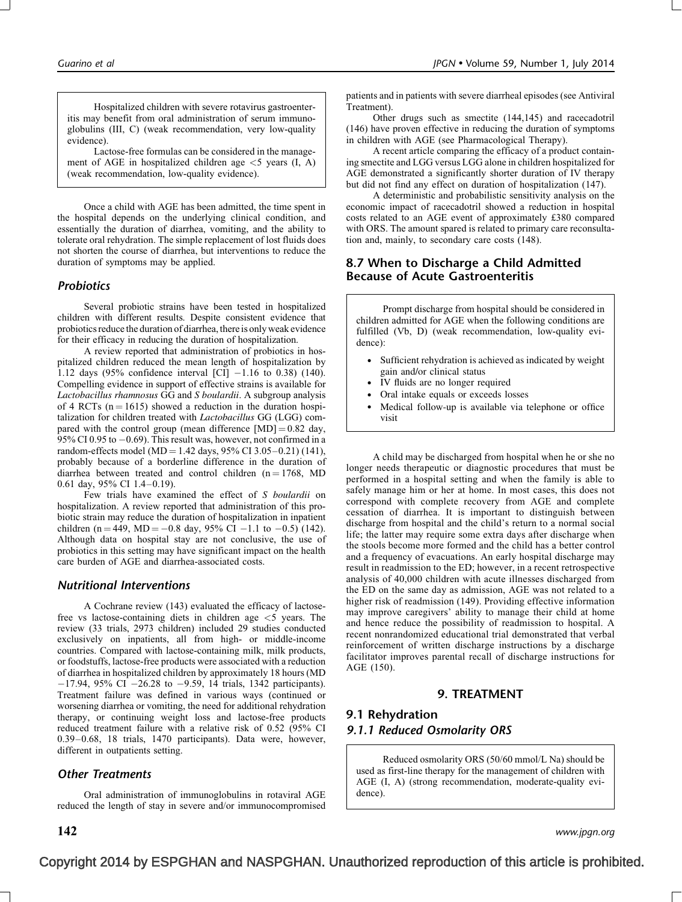Hospitalized children with severe rotavirus gastroenteritis may benefit from oral administration of serum immunoglobulins (III, C) (weak recommendation, very low-quality evidence).

Lactose-free formulas can be considered in the management of AGE in hospitalized children age <5 years (I, A) (weak recommendation, low-quality evidence).

Once a child with AGE has been admitted, the time spent in the hospital depends on the underlying clinical condition, and essentially the duration of diarrhea, vomiting, and the ability to tolerate oral rehydration. The simple replacement of lost fluids does not shorten the course of diarrhea, but interventions to reduce the duration of symptoms may be applied.

### Probiotics

Several probiotic strains have been tested in hospitalized children with different results. Despite consistent evidence that probiotics reduce the duration of diarrhea, there is only weak evidence for their efficacy in reducing the duration of hospitalization.

A review reported that administration of probiotics in hospitalized children reduced the mean length of hospitalization by 1.12 days (95% confidence interval [CI] −1.16 to 0.38) (140). Compelling evidence in support of effective strains is available for *Lactobacillus rhamnosus* GG and *S boulardii*. A subgroup analysis of 4 RCTs (n = 1615) showed a reduction in the duration hospitalization for children treated with *Lactobacillus* GG (LGG) compared with the control group (mean difference [MD] = 0.82 day, 95% CI 0.95 to −0.69). This result was, however, not confirmed in a random-effects model (MD = 1.42 days, 95% CI 3.05–0.21) (141), probably because of a borderline difference in the duration of diarrhea between treated and control children (n = 1768, MD 0.61 day, 95% CI 1.4–0.19).

Few trials have examined the effect of *S boulardii* on hospitalization. A review reported that administration of this probiotic strain may reduce the duration of hospitalization in inpatient children (n = 449, MD = −0.8 day, 95% CI −1.1 to −0.5) (142). Although data on hospital stay are not conclusive, the use of probiotics in this setting may have significant impact on the health care burden of AGE and diarrhea-associated costs.

### Nutritional Interventions

A Cochrane review (143) evaluated the efficacy of lactose-free vs lactose-containing diets in children age <5 years. The review (33 trials, 2973 children) included 29 studies conducted exclusively on inpatients, all from high- or middle-income countries. Compared with lactose-containing milk, milk products, or foodstuffs, lactose-free products were associated with a reduction of diarrhea in hospitalized children by approximately 18 hours (MD −17.94, 95% CI −26.28 to −9.59, 14 trials, 1342 participants). Treatment failure was defined in various ways (continued or worsening diarrhea or vomiting, the need for additional rehydration therapy, or continuing weight loss and lactose-free products reduced treatment failure with a relative risk of 0.52 (95% CI 0.39–0.68, 18 trials, 1470 participants). Data were, however, different in outpatients setting.

### Other Treatments

Oral administration of immunoglobulins in rotaviral AGE reduced the length of stay in severe and/or immunocompromised patients and in patients with severe diarrheal episodes (see Antiviral Treatment).

Other drugs such as smectite (144,145) and racecadotril (146) have proven effective in reducing the duration of symptoms in children with AGE (see Pharmacological Therapy).

A recent article comparing the efficacy of a product containing smectite and LGG versus LGG alone in children hospitalized for AGE demonstrated a significantly shorter duration of IV therapy but did not find any effect on duration of hospitalization (147).

A deterministic and probabilistic sensitivity analysis on the economic impact of racecadotril showed a reduction in hospital costs related to an AGE event of approximately £380 compared with ORS. The amount spared is related to primary care reconsultation and, mainly, to secondary care costs (148).

## 8.7 When to Discharge a Child Admitted Because of Acute Gastroenteritis

Prompt discharge from hospital should be considered in children admitted for AGE when the following conditions are fulfilled (Vb, D) (weak recommendation, low-quality evidence):

- Sufficient rehydration is achieved as indicated by weight gain and/or clinical status
- IV fluids are no longer required
- Oral intake equals or exceeds losses
- Medical follow-up is available via telephone or office visit

A child may be discharged from hospital when he or she no longer needs therapeutic or diagnostic procedures that must be performed in a hospital setting and when the family is able to safely manage him or her at home. In most cases, this does not correspond with complete recovery from AGE and complete cessation of diarrhea. It is important to distinguish between discharge from hospital and the child's return to a normal social life; the latter may require some extra days after discharge when the stools become more formed and the child has a better control and a frequency of evacuations. An early hospital discharge may result in readmission to the ED; however, in a recent retrospective analysis of 40,000 children with acute illnesses discharged from the ED on the same day as admission, AGE was not related to a higher risk of readmission (149). Providing effective information may improve caregivers' ability to manage their child at home and hence reduce the possibility of readmission to hospital. A recent nonrandomized educational trial demonstrated that verbal reinforcement of written discharge instructions by a discharge facilitator improves parental recall of discharge instructions for AGE (150).

# 9. TREATMENT

## 9.1 Rehydration

### 9.1.1 Reduced Osmolarity ORS

Reduced osmolarity ORS (50/60 mmol/L Na) should be used as first-line therapy for the management of children with AGE (I, A) (strong recommendation, moderate-quality evidence).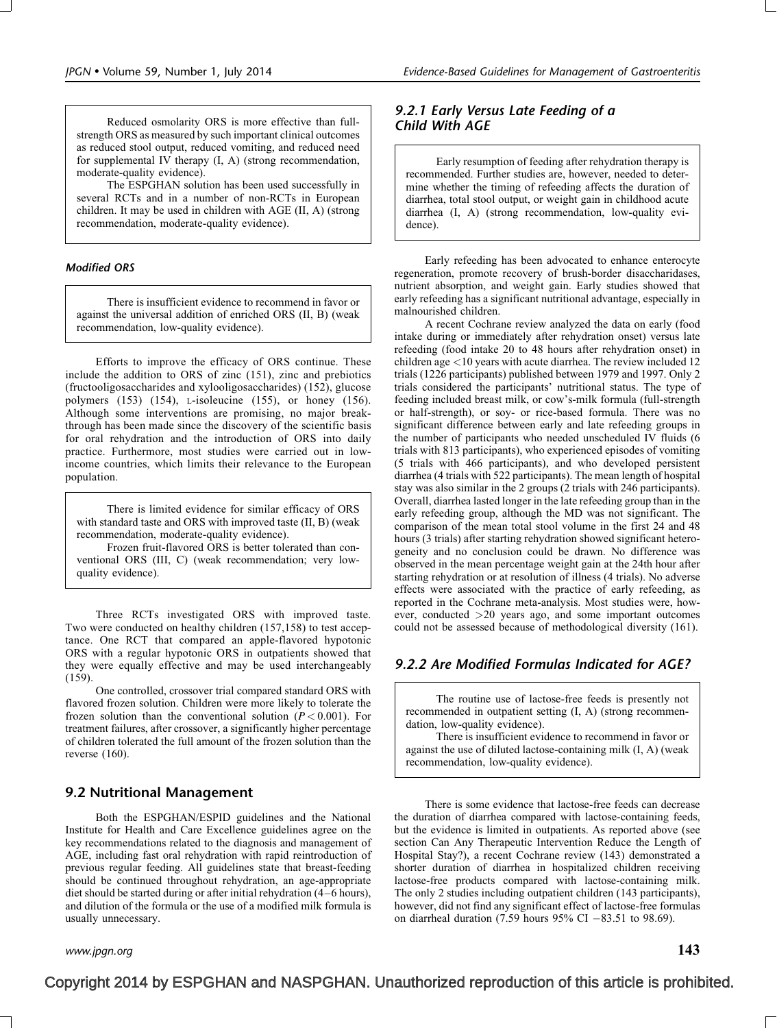Reduced osmolarity ORS is more effective than full-strength ORS as measured by such important clinical outcomes as reduced stool output, reduced vomiting, and reduced need for supplemental IV therapy (I, A) (strong recommendation, moderate-quality evidence).

The ESPGHAN solution has been used successfully in several RCTs and in a number of non-RCTs in European children. It may be used in children with AGE (II, A) (strong recommendation, moderate-quality evidence).

#### *Modified ORS*

There is insufficient evidence to recommend in favor or against the universal addition of enriched ORS (II, B) (weak recommendation, low-quality evidence).

Efforts to improve the efficacy of ORS continue. These include the addition to ORS of zinc (151), zinc and prebiotics (fructooligosaccharides and xylooligosaccharides) (152), glucose polymers (153) (154), L-isoleucine (155), or honey (156). Although some interventions are promising, no major breakthrough has been made since the discovery of the scientific basis for oral rehydration and the introduction of ORS into daily practice. Furthermore, most studies were carried out in low-income countries, which limits their relevance to the European population.

There is limited evidence for similar efficacy of ORS with standard taste and ORS with improved taste (II, B) (weak recommendation, moderate-quality evidence).

Frozen fruit-flavored ORS is better tolerated than conventional ORS (III, C) (weak recommendation; very low-quality evidence).

Three RCTs investigated ORS with improved taste. Two were conducted on healthy children (157,158) to test acceptance. One RCT that compared an apple-flavored hypotonic ORS with a regular hypotonic ORS in outpatients showed that they were equally effective and may be used interchangeably (159).

One controlled, crossover trial compared standard ORS with flavored frozen solution. Children were more likely to tolerate the frozen solution than the conventional solution ($P < 0.001$). For treatment failures, after crossover, a significantly higher percentage of children tolerated the full amount of the frozen solution than the reverse (160).

## 9.2 Nutritional Management

Both the ESPGHAN/ESPID guidelines and the National Institute for Health and Care Excellence guidelines agree on the key recommendations related to the diagnosis and management of AGE, including fast oral rehydration with rapid reintroduction of previous regular feeding. All guidelines state that breast-feeding should be continued throughout rehydration, an age-appropriate diet should be started during or after initial rehydration (4–6 hours), and dilution of the formula or the use of a modified milk formula is usually unnecessary.

### *9.2.1 Early Versus Late Feeding of a Child With AGE*

Early resumption of feeding after rehydration therapy is recommended. Further studies are, however, needed to determine whether the timing of refeeding affects the duration of diarrhea, total stool output, or weight gain in childhood acute diarrhea (I, A) (strong recommendation, low-quality evidence).

Early refeeding has been advocated to enhance enterocyte regeneration, promote recovery of brush-border disaccharidases, nutrient absorption, and weight gain. Early studies showed that early refeeding has a significant nutritional advantage, especially in malnourished children.

A recent Cochrane review analyzed the data on early (food intake during or immediately after rehydration onset) versus late refeeding (food intake 20 to 48 hours after rehydration onset) in children age <10 years with acute diarrhea. The review included 12 trials (1226 participants) published between 1979 and 1997. Only 2 trials considered the participants' nutritional status. The type of feeding included breast milk, or cow's-milk formula (full-strength or half-strength), or soy- or rice-based formula. There was no significant difference between early and late refeeding groups in the number of participants who needed unscheduled IV fluids (6 trials with 813 participants), who experienced episodes of vomiting (5 trials with 466 participants), and who developed persistent diarrhea (4 trials with 522 participants). The mean length of hospital stay was also similar in the 2 groups (2 trials with 246 participants). Overall, diarrhea lasted longer in the late refeeding group than in the early refeeding group, although the MD was not significant. The comparison of the mean total stool volume in the first 24 and 48 hours (3 trials) after starting rehydration showed significant heterogeneity and no conclusion could be drawn. No difference was observed in the mean percentage weight gain at the 24th hour after starting rehydration or at resolution of illness (4 trials). No adverse effects were associated with the practice of early refeeding, as reported in the Cochrane meta-analysis. Most studies were, however, conducted >20 years ago, and some important outcomes could not be assessed because of methodological diversity (161).

### *9.2.2 Are Modified Formulas Indicated for AGE?*

The routine use of lactose-free feeds is presently not recommended in outpatient setting (I, A) (strong recommendation, low-quality evidence).

There is insufficient evidence to recommend in favor or against the use of diluted lactose-containing milk (I, A) (weak recommendation, low-quality evidence).

There is some evidence that lactose-free feeds can decrease the duration of diarrhea compared with lactose-containing feeds, but the evidence is limited in outpatients. As reported above (see section Can Any Therapeutic Intervention Reduce the Length of Hospital Stay?), a recent Cochrane review (143) demonstrated a shorter duration of diarrhea in hospitalized children receiving lactose-free products compared with lactose-containing milk. The only 2 studies including outpatient children (143 participants), however, did not find any significant effect of lactose-free formulas on diarrheal duration (7.59 hours 95% CI −83.51 to 98.69).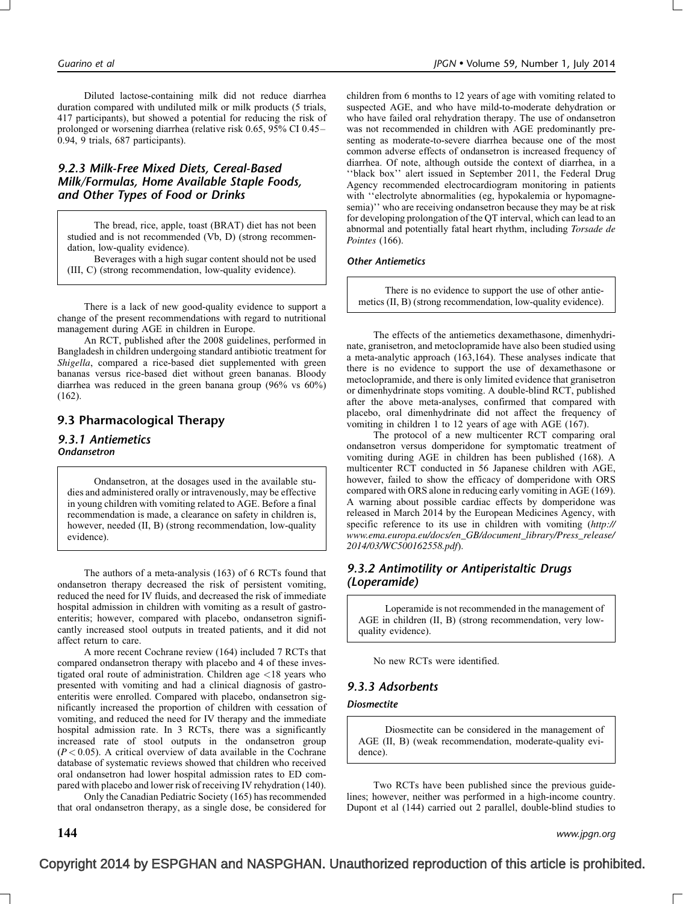Diluted lactose-containing milk did not reduce diarrhea duration compared with undiluted milk or milk products (5 trials, 417 participants), but showed a potential for reducing the risk of prolonged or worsening diarrhea (relative risk 0.65, 95% CI 0.45–0.94, 9 trials, 687 participants).

### 9.2.3 Milk-Free Mixed Diets, Cereal-Based Milk/Formulas, Home Available Staple Foods, and Other Types of Food or Drinks

> The bread, rice, apple, toast (BRAT) diet has not been studied and is not recommended (Vb, D) (strong recommendation, low-quality evidence).
>
> Beverages with a high sugar content should not be used (III, C) (strong recommendation, low-quality evidence).

There is a lack of new good-quality evidence to support a change of the present recommendations with regard to nutritional management during AGE in children in Europe.

An RCT, published after the 2008 guidelines, performed in Bangladesh in children undergoing standard antibiotic treatment for *Shigella*, compared a rice-based diet supplemented with green bananas versus rice-based diet without green bananas. Bloody diarrhea was reduced in the green banana group (96% vs 60%) (162).

## 9.3 Pharmacological Therapy

### 9.3.1 Antiemetics

#### Ondansetron

> Ondansetron, at the dosages used in the available studies and administered orally or intravenously, may be effective in young children with vomiting related to AGE. Before a final recommendation is made, a clearance on safety in children is, however, needed (II, B) (strong recommendation, low-quality evidence).

The authors of a meta-analysis (163) of 6 RCTs found that ondansetron therapy decreased the risk of persistent vomiting, reduced the need for IV fluids, and decreased the risk of immediate hospital admission in children with vomiting as a result of gastroenteritis; however, compared with placebo, ondansetron significantly increased stool outputs in treated patients, and it did not affect return to care.

A more recent Cochrane review (164) included 7 RCTs that compared ondansetron therapy with placebo and 4 of these investigated oral route of administration. Children age <18 years who presented with vomiting and had a clinical diagnosis of gastroenteritis were enrolled. Compared with placebo, ondansetron significantly increased the proportion of children with cessation of vomiting, and reduced the need for IV therapy and the immediate hospital admission rate. In 3 RCTs, there was a significantly increased rate of stool outputs in the ondansetron group ($P < 0.05$). A critical overview of data available in the Cochrane database of systematic reviews showed that children who received oral ondansetron had lower hospital admission rates to ED compared with placebo and lower risk of receiving IV rehydration (140).

Only the Canadian Pediatric Society (165) has recommended that oral ondansetron therapy, as a single dose, be considered for children from 6 months to 12 years of age with vomiting related to suspected AGE, and who have mild-to-moderate dehydration or who have failed oral rehydration therapy. The use of ondansetron was not recommended in children with AGE predominantly presenting as moderate-to-severe diarrhea because one of the most common adverse effects of ondansetron is increased frequency of diarrhea. Of note, although outside the context of diarrhea, in a ''black box'' alert issued in September 2011, the Federal Drug Agency recommended electrocardiogram monitoring in patients with ''electrolyte abnormalities (eg, hypokalemia or hypomagnesemia)'' who are receiving ondansetron because they may be at risk for developing prolongation of the QT interval, which can lead to an abnormal and potentially fatal heart rhythm, including *Torsade de Pointes* (166).

#### Other Antiemetics

> There is no evidence to support the use of other antiemetics (II, B) (strong recommendation, low-quality evidence).

The effects of the antiemetics dexamethasone, dimenhydrinate, granisetron, and metoclopramide have also been studied using a meta-analytic approach (163,164). These analyses indicate that there is no evidence to support the use of dexamethasone or metoclopramide, and there is only limited evidence that granisetron or dimenhydrinate stops vomiting. A double-blind RCT, published after the above meta-analyses, confirmed that compared with placebo, oral dimenhydrinate did not affect the frequency of vomiting in children 1 to 12 years of age with AGE (167).

The protocol of a new multicenter RCT comparing oral ondansetron versus domperidone for symptomatic treatment of vomiting during AGE in children has been published (168). A multicenter RCT conducted in 56 Japanese children with AGE, however, failed to show the efficacy of domperidone with ORS compared with ORS alone in reducing early vomiting in AGE (169). A warning about possible cardiac effects by domperidone was released in March 2014 by the European Medicines Agency, with specific reference to its use in children with vomiting (*http://www.ema.europa.eu/docs/en_GB/document_library/Press_release/2014/03/WC500162558.pdf*).

### 9.3.2 Antimotility or Antiperistaltic Drugs (Loperamide)

> Loperamide is not recommended in the management of AGE in children (II, B) (strong recommendation, very low-quality evidence).

No new RCTs were identified.

### 9.3.3 Adsorbents

#### Diosmectite

> Diosmectite can be considered in the management of AGE (II, B) (weak recommendation, moderate-quality evidence).

Two RCTs have been published since the previous guidelines; however, neither was performed in a high-income country. Dupont et al (144) carried out 2 parallel, double-blind studies to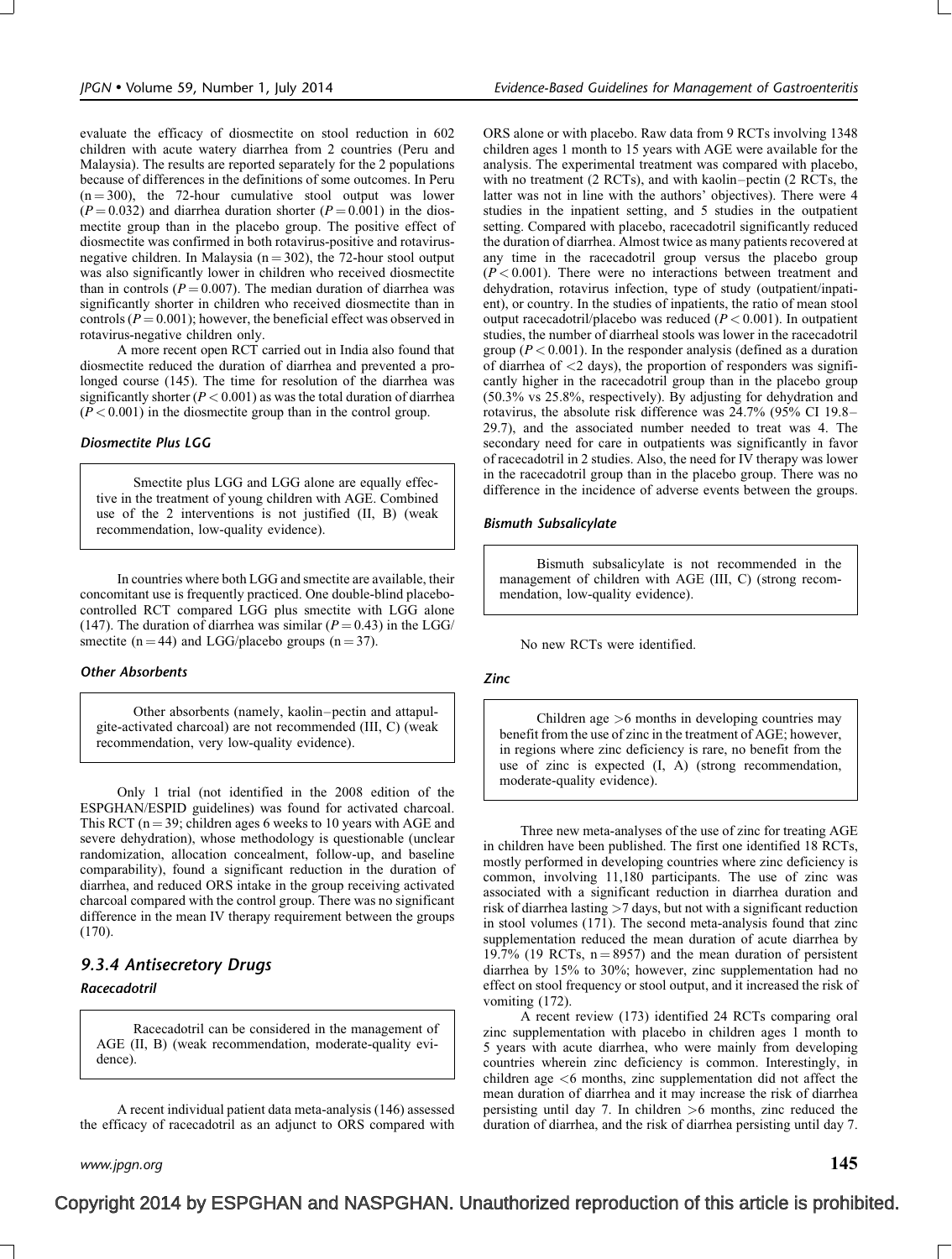evaluate the efficacy of diosmectite on stool reduction in 602 children with acute watery diarrhea from 2 countries (Peru and Malaysia). The results are reported separately for the 2 populations because of differences in the definitions of some outcomes. In Peru (n = 300), the 72-hour cumulative stool output was lower ($P = 0.032$) and diarrhea duration shorter ($P = 0.001$) in the diosmectite group than in the placebo group. The positive effect of diosmectite was confirmed in both rotavirus-positive and rotavirus-negative children. In Malaysia (n = 302), the 72-hour stool output was also significantly lower in children who received diosmectite than in controls ($P = 0.007$). The median duration of diarrhea was significantly shorter in children who received diosmectite than in controls ($P = 0.001$); however, the beneficial effect was observed in rotavirus-negative children only.

A more recent open RCT carried out in India also found that diosmectite reduced the duration of diarrhea and prevented a prolonged course (145). The time for resolution of the diarrhea was significantly shorter ($P < 0.001$) as was the total duration of diarrhea ($P < 0.001$) in the diosmectite group than in the control group.

#### *Diosmectite Plus LGG*

> Smectite plus LGG and LGG alone are equally effective in the treatment of young children with AGE. Combined use of the 2 interventions is not justified (II, B) (weak recommendation, low-quality evidence).

In countries where both LGG and smectite are available, their concomitant use is frequently practiced. One double-blind placebo-controlled RCT compared LGG plus smectite with LGG alone (147). The duration of diarrhea was similar ($P = 0.43$) in the LGG/smectite (n = 44) and LGG/placebo groups (n = 37).

#### *Other Absorbents*

> Other absorbents (namely, kaolin–pectin and attapulgite-activated charcoal) are not recommended (III, C) (weak recommendation, very low-quality evidence).

Only 1 trial (not identified in the 2008 edition of the ESPGHAN/ESPID guidelines) was found for activated charcoal. This RCT (n = 39; children ages 6 weeks to 10 years with AGE and severe dehydration), whose methodology is questionable (unclear randomization, allocation concealment, follow-up, and baseline comparability), found a significant reduction in the duration of diarrhea, and reduced ORS intake in the group receiving activated charcoal compared with the control group. There was no significant difference in the mean IV therapy requirement between the groups (170).

### *9.3.4 Antisecretory Drugs*

#### *Racecadotril*

> Racecadotril can be considered in the management of AGE (II, B) (weak recommendation, moderate-quality evidence).

A recent individual patient data meta-analysis (146) assessed the efficacy of racecadotril as an adjunct to ORS compared with ORS alone or with placebo. Raw data from 9 RCTs involving 1348 children ages 1 month to 15 years with AGE were available for the analysis. The experimental treatment was compared with placebo, with no treatment (2 RCTs), and with kaolin–pectin (2 RCTs, the latter was not in line with the authors' objectives). There were 4 studies in the inpatient setting, and 5 studies in the outpatient setting. Compared with placebo, racecadotril significantly reduced the duration of diarrhea. Almost twice as many patients recovered at any time in the racecadotril group versus the placebo group ($P < 0.001$). There were no interactions between treatment and dehydration, rotavirus infection, type of study (outpatient/inpatient), or country. In the studies of inpatients, the ratio of mean stool output racecadotril/placebo was reduced ($P < 0.001$). In outpatient studies, the number of diarrheal stools was lower in the racecadotril group ($P < 0.001$). In the responder analysis (defined as a duration of diarrhea of <2 days), the proportion of responders was significantly higher in the racecadotril group than in the placebo group (50.3% vs 25.8%, respectively). By adjusting for dehydration and rotavirus, the absolute risk difference was 24.7% (95% CI 19.8–29.7), and the associated number needed to treat was 4. The secondary need for care in outpatients was significantly in favor of racecadotril in 2 studies. Also, the need for IV therapy was lower in the racecadotril group than in the placebo group. There was no difference in the incidence of adverse events between the groups.

#### *Bismuth Subsalicylate*

> Bismuth subsalicylate is not recommended in the management of children with AGE (III, C) (strong recommendation, low-quality evidence).

No new RCTs were identified.

#### *Zinc*

> Children age >6 months in developing countries may benefit from the use of zinc in the treatment of AGE; however, in regions where zinc deficiency is rare, no benefit from the use of zinc is expected (I, A) (strong recommendation, moderate-quality evidence).

Three new meta-analyses of the use of zinc for treating AGE in children have been published. The first one identified 18 RCTs, mostly performed in developing countries where zinc deficiency is common, involving 11,180 participants. The use of zinc was associated with a significant reduction in diarrhea duration and risk of diarrhea lasting >7 days, but not with a significant reduction in stool volumes (171). The second meta-analysis found that zinc supplementation reduced the mean duration of acute diarrhea by 19.7% (19 RCTs, n = 8957) and the mean duration of persistent diarrhea by 15% to 30%; however, zinc supplementation had no effect on stool frequency or stool output, and it increased the risk of vomiting (172).

A recent review (173) identified 24 RCTs comparing oral zinc supplementation with placebo in children ages 1 month to 5 years with acute diarrhea, who were mainly from developing countries wherein zinc deficiency is common. Interestingly, in children age <6 months, zinc supplementation did not affect the mean duration of diarrhea and it may increase the risk of diarrhea persisting until day 7. In children >6 months, zinc reduced the duration of diarrhea, and the risk of diarrhea persisting until day 7.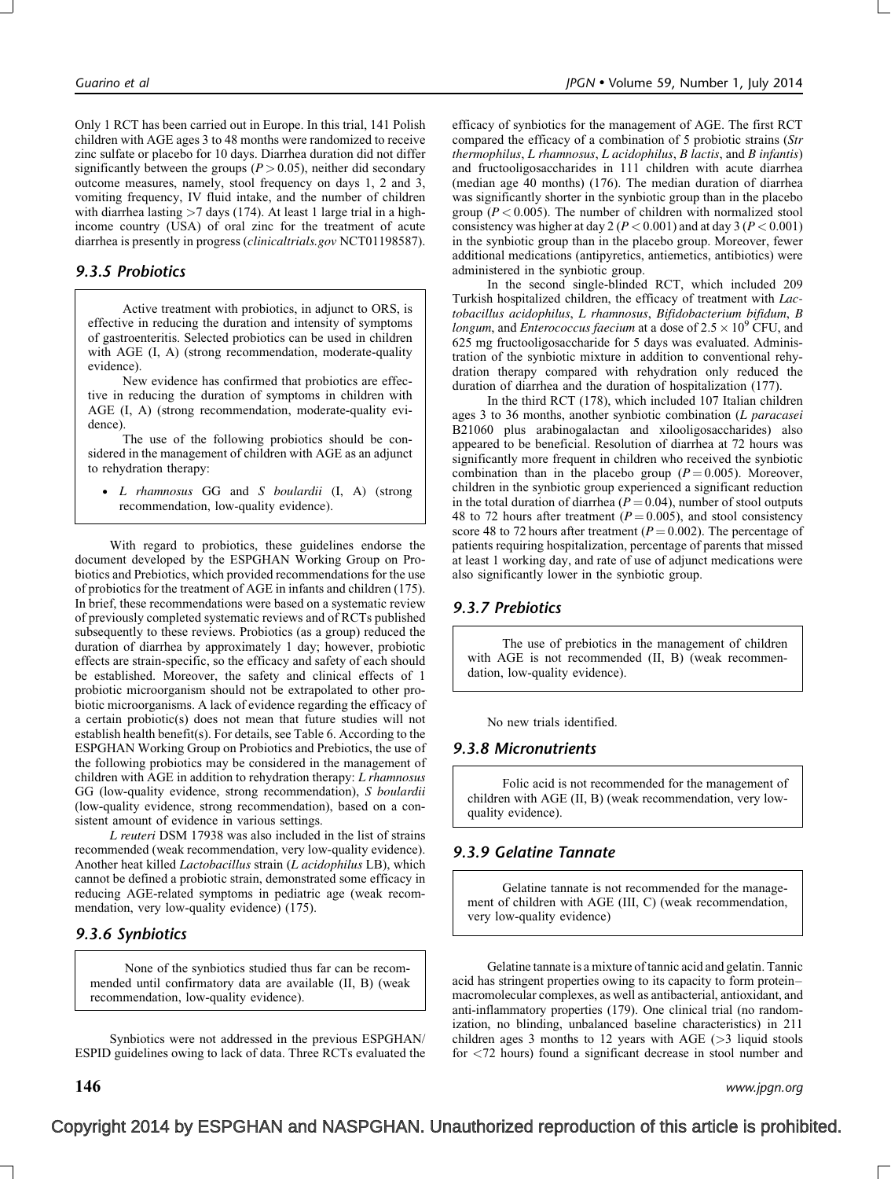Only 1 RCT has been carried out in Europe. In this trial, 141 Polish children with AGE ages 3 to 48 months were randomized to receive zinc sulfate or placebo for 10 days. Diarrhea duration did not differ significantly between the groups ($P > 0.05$), neither did secondary outcome measures, namely, stool frequency on days 1, 2 and 3, vomiting frequency, IV fluid intake, and the number of children with diarrhea lasting >7 days (174). At least 1 large trial in a high-income country (USA) of oral zinc for the treatment of acute diarrhea is presently in progress (*clinicaltrials.gov* NCT01198587).

### 9.3.5 Probiotics

> Active treatment with probiotics, in adjunct to ORS, is effective in reducing the duration and intensity of symptoms of gastroenteritis. Selected probiotics can be used in children with AGE (I, A) (strong recommendation, moderate-quality evidence).
>
> New evidence has confirmed that probiotics are effective in reducing the duration of symptoms in children with AGE (I, A) (strong recommendation, moderate-quality evidence).
>
> The use of the following probiotics should be considered in the management of children with AGE as an adjunct to rehydration therapy:
>
> - *L rhamnosus* GG and *S boulardii* (I, A) (strong recommendation, low-quality evidence).

With regard to probiotics, these guidelines endorse the document developed by the ESPGHAN Working Group on Probiotics and Prebiotics, which provided recommendations for the use of probiotics for the treatment of AGE in infants and children (175). In brief, these recommendations were based on a systematic review of previously completed systematic reviews and of RCTs published subsequently to these reviews. Probiotics (as a group) reduced the duration of diarrhea by approximately 1 day; however, probiotic effects are strain-specific, so the efficacy and safety of each should be established. Moreover, the safety and clinical effects of 1 probiotic microorganism should not be extrapolated to other probiotic microorganisms. A lack of evidence regarding the efficacy of a certain probiotic(s) does not mean that future studies will not establish health benefit(s). For details, see Table 6. According to the ESPGHAN Working Group on Probiotics and Prebiotics, the use of the following probiotics may be considered in the management of children with AGE in addition to rehydration therapy: *L rhamnosus* GG (low-quality evidence, strong recommendation), *S boulardii* (low-quality evidence, strong recommendation), based on a consistent amount of evidence in various settings.

*L reuteri* DSM 17938 was also included in the list of strains recommended (weak recommendation, very low-quality evidence). Another heat killed *Lactobacillus* strain (*L acidophilus* LB), which cannot be defined a probiotic strain, demonstrated some efficacy in reducing AGE-related symptoms in pediatric age (weak recommendation, very low-quality evidence) (175).

### 9.3.6 Synbiotics

> None of the synbiotics studied thus far can be recommended until confirmatory data are available (II, B) (weak recommendation, low-quality evidence).

Synbiotics were not addressed in the previous ESPGHAN/ESPID guidelines owing to lack of data. Three RCTs evaluated the efficacy of synbiotics for the management of AGE. The first RCT compared the efficacy of a combination of 5 probiotic strains (*Str thermophilus*, *L rhamnosus*, *L acidophilus*, *B lactis*, and *B infantis*) and fructooligosaccharides in 111 children with acute diarrhea (median age 40 months) (176). The median duration of diarrhea was significantly shorter in the synbiotic group than in the placebo group ($P < 0.005$). The number of children with normalized stool consistency was higher at day 2 ($P < 0.001$) and at day 3 ($P < 0.001$) in the synbiotic group than in the placebo group. Moreover, fewer additional medications (antipyretics, antiemetics, antibiotics) were administered in the synbiotic group.

In the second single-blinded RCT, which included 209 Turkish hospitalized children, the efficacy of treatment with *Lactobacillus acidophilus*, *L rhamnosus*, *Bifidobacterium bifidum*, *B longum*, and *Enterococcus faecium* at a dose of $2.5 \times 10^9$ CFU, and 625 mg fructooligosaccharide for 5 days was evaluated. Administration of the synbiotic mixture in addition to conventional rehydration therapy compared with rehydration only reduced the duration of diarrhea and the duration of hospitalization (177).

In the third RCT (178), which included 107 Italian children ages 3 to 36 months, another synbiotic combination (*L paracasei* B21060 plus arabinogalactan and xilooligosaccharides) also appeared to be beneficial. Resolution of diarrhea at 72 hours was significantly more frequent in children who received the synbiotic combination than in the placebo group ($P = 0.005$). Moreover, children in the synbiotic group experienced a significant reduction in the total duration of diarrhea ($P = 0.04$), number of stool outputs 48 to 72 hours after treatment ($P = 0.005$), and stool consistency score 48 to 72 hours after treatment ($P = 0.002$). The percentage of patients requiring hospitalization, percentage of parents that missed at least 1 working day, and rate of use of adjunct medications were also significantly lower in the synbiotic group.

### 9.3.7 Prebiotics

> The use of prebiotics in the management of children with AGE is not recommended (II, B) (weak recommendation, low-quality evidence).

No new trials identified.

### 9.3.8 Micronutrients

> Folic acid is not recommended for the management of children with AGE (II, B) (weak recommendation, very low-quality evidence).

### 9.3.9 Gelatine Tannate

> Gelatine tannate is not recommended for the management of children with AGE (III, C) (weak recommendation, very low-quality evidence)

Gelatine tannate is a mixture of tannic acid and gelatin. Tannic acid has stringent properties owing to its capacity to form protein–macromolecular complexes, as well as antibacterial, antioxidant, and anti-inflammatory properties (179). One clinical trial (no randomization, no blinding, unbalanced baseline characteristics) in 211 children ages 3 months to 12 years with AGE (>3 liquid stools for <72 hours) found a significant decrease in stool number and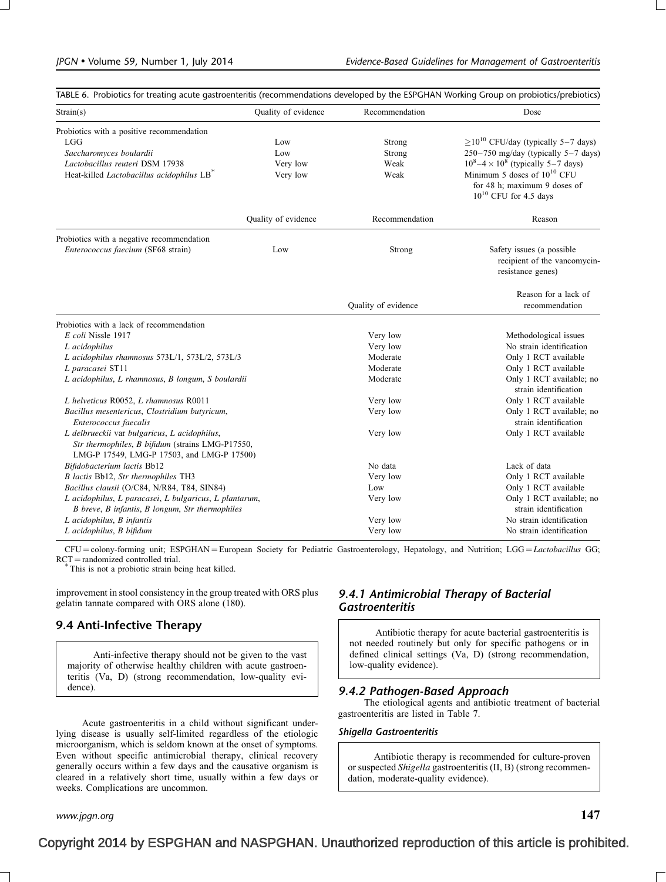TABLE 6. Probiotics for treating acute gastroenteritis (recommendations developed by the ESPGHAN Working Group on probiotics/prebiotics)

| Strain(s) | Quality of evidence | Recommendation | Dose |
|---|---|---|---|
| Probiotics with a positive recommendation | | | |
| LGG | Low | Strong | $\geq 10^{10}$ CFU/day (typically 5–7 days) |
| *Saccharomyces boulardii* | Low | Strong | 250–750 mg/day (typically 5–7 days) |
| *Lactobacillus reuteri* DSM 17938 | Very low | Weak | $10^8$–$4 \times 10^8$ (typically 5–7 days) |
| Heat-killed *Lactobacillus acidophilus* LB* | Very low | Weak | Minimum 5 doses of $10^{10}$ CFU for 48 h; maximum 9 doses of $10^{10}$ CFU for 4.5 days |
| | **Quality of evidence** | **Recommendation** | **Reason** |
| Probiotics with a negative recommendation | | | |
| *Enterococcus faecium* (SF68 strain) | Low | Strong | Safety issues (a possible recipient of the vancomycin-resistance genes) |
| | | **Quality of evidence** | **Reason for a lack of recommendation** |
| Probiotics with a lack of recommendation | | | |
| *E coli* Nissle 1917 | | Very low | Methodological issues |
| *L acidophilus* | | Very low | No strain identification |
| *L acidophilus rhamnosus* 573L/1, 573L/2, 573L/3 | | Moderate | Only 1 RCT available |
| *L paracasei* ST11 | | Moderate | Only 1 RCT available |
| *L acidophilus*, *L rhamnosus*, *B longum*, *S boulardii* | | Moderate | Only 1 RCT available; no strain identification |
| *L helveticus* R0052, *L rhamnosus* R0011 | | Very low | Only 1 RCT available |
| *Bacillus mesentericus*, *Clostridium butyricum*, *Enterococcus faecalis* | | Very low | Only 1 RCT available; no strain identification |
| *L delbrueckii* var *bulgaricus*, *L acidophilus*, *Str thermophiles*, *B bifidum* (strains LMG-P17550, LMG-P 17549, LMG-P 17503, and LMG-P 17500) | | Very low | Only 1 RCT available |
| *Bifidobacterium lactis* Bb12 | | No data | Lack of data |
| *B lactis* Bb12, *Str thermophiles* TH3 | | Very low | Only 1 RCT available |
| *Bacillus clausii* (O/C84, N/R84, T84, SIN84) | | Low | Only 1 RCT available |
| *L acidophilus*, *L paracasei*, *L bulgaricus*, *L plantarum*, *B breve*, *B infantis*, *B longum*, *Str thermophiles* | | Very low | Only 1 RCT available; no strain identification |
| *L acidophilus*, *B infantis* | | Very low | No strain identification |
| *L acidophilus*, *B bifidum* | | Very low | No strain identification |

CFU = colony-forming unit; ESPGHAN = European Society for Pediatric Gastroenterology, Hepatology, and Nutrition; LGG = *Lactobacillus* GG; RCT = randomized controlled trial.
*This is not a probiotic strain being heat killed.

improvement in stool consistency in the group treated with ORS plus gelatin tannate compared with ORS alone (180).

## 9.4 Anti-Infective Therapy

> Anti-infective therapy should not be given to the vast majority of otherwise healthy children with acute gastroenteritis (Va, D) (strong recommendation, low-quality evidence).

Acute gastroenteritis in a child without significant underlying disease is usually self-limited regardless of the etiologic microorganism, which is seldom known at the onset of symptoms. Even without specific antimicrobial therapy, clinical recovery generally occurs within a few days and the causative organism is cleared in a relatively short time, usually within a few days or weeks. Complications are uncommon.

### 9.4.1 Antimicrobial Therapy of Bacterial Gastroenteritis

> Antibiotic therapy for acute bacterial gastroenteritis is not needed routinely but only for specific pathogens or in defined clinical settings (Va, D) (strong recommendation, low-quality evidence).

### 9.4.2 Pathogen-Based Approach

The etiological agents and antibiotic treatment of bacterial gastroenteritis are listed in Table 7.

#### *Shigella* Gastroenteritis

> Antibiotic therapy is recommended for culture-proven or suspected *Shigella* gastroenteritis (II, B) (strong recommendation, moderate-quality evidence).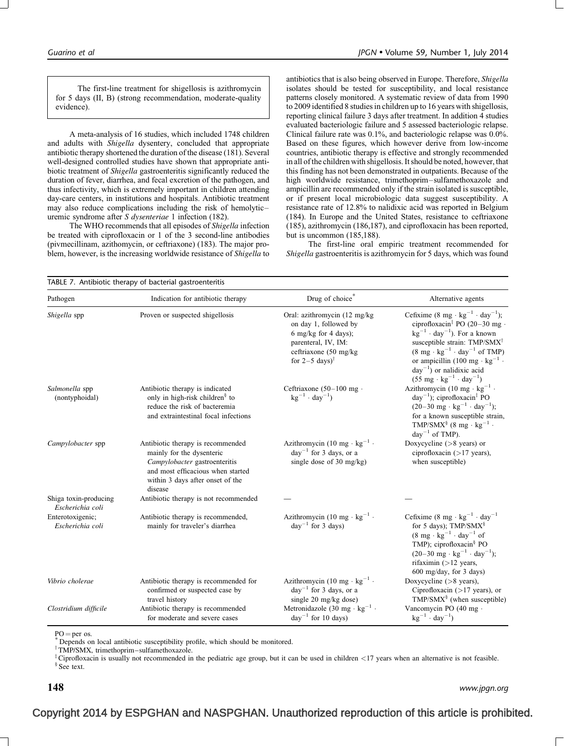The first-line treatment for shigellosis is azithromycin for 5 days (II, B) (strong recommendation, moderate-quality evidence).

A meta-analysis of 16 studies, which included 1748 children and adults with *Shigella* dysentery, concluded that appropriate antibiotic therapy shortened the duration of the disease (181). Several well-designed controlled studies have shown that appropriate antibiotic treatment of *Shigella* gastroenteritis significantly reduced the duration of fever, diarrhea, and fecal excretion of the pathogen, and thus infectivity, which is extremely important in children attending day-care centers, in institutions and hospitals. Antibiotic treatment may also reduce complications including the risk of hemolytic–uremic syndrome after *S dysenteriae* 1 infection (182).

The WHO recommends that all episodes of *Shigella* infection be treated with ciprofloxacin or 1 of the 3 second-line antibodies (pivmecillinam, azithomycin, or ceftriaxone) (183). The major problem, however, is the increasing worldwide resistance of *Shigella* to antibiotics that is also being observed in Europe. Therefore, *Shigella* isolates should be tested for susceptibility, and local resistance patterns closely monitored. A systematic review of data from 1990 to 2009 identified 8 studies in children up to 16 years with shigellosis, reporting clinical failure 3 days after treatment. In addition 4 studies evaluated bacteriologic failure and 5 assessed bacteriologic relapse. Clinical failure rate was 0.1%, and bacteriologic relapse was 0.0%. Based on these figures, which however derive from low-income countries, antibiotic therapy is effective and strongly recommended in all of the children with shigellosis. It should be noted, however, that this finding has not been demonstrated in outpatients. Because of the high worldwide resistance, trimethoprim–sulfamethoxazole and ampicillin are recommended only if the strain isolated is susceptible, or if present local microbiologic data suggest susceptibility. A resistance rate of 12.8% to nalidixic acid was reported in Belgium (184). In Europe and the United States, resistance to ceftriaxone (185), azithromycin (186,187), and ciprofloxacin has been reported, but is uncommon (185,188).

The first-line oral empiric treatment recommended for *Shigella* gastroenteritis is azithromycin for 5 days, which was found

TABLE 7. Antibiotic therapy of bacterial gastroenteritis

| Pathogen | Indication for antibiotic therapy | Drug of choice* | Alternative agents |
|---|---|---|---|
| *Shigella* spp | Proven or suspected shigellosis | Oral: azithromycin (12 mg/kg on day 1, followed by 6 mg/kg for 4 days); parenteral, IV, IM: ceftriaxone (50 mg/kg for 2–5 days)[†] | Cefixime (8 mg · $kg^{-1}$ · $day^{-1}$); ciprofloxacin[‡] PO (20–30 mg · $kg^{-1}$ · $day^{-1}$). For a known susceptible strain: TMP/SMX[†] (8 mg · $kg^{-1}$ · $day^{-1}$ of TMP) or ampicillin (100 mg · $kg^{-1}$ · $day^{-1}$) or nalidixic acid (55 mg · $kg^{-1}$ · $day^{-1}$) |
| *Salmonella* spp (nontyphoidal) | Antibiotic therapy is indicated only in high-risk children[§] to reduce the risk of bacteremia and extraintestinal focal infections | Ceftriaxone (50–100 mg · $kg^{-1}$ · $day^{-1}$) | Azithromycin (10 mg · $kg^{-1}$ · $day^{-1}$); ciprofloxacin[‡] PO (20–30 mg · $kg^{-1}$ · $day^{-1}$); for a known susceptible strain, TMP/SMX[§] (8 mg · $kg^{-1}$ · $day^{-1}$ of TMP). |
| *Campylobacter* spp | Antibiotic therapy is recommended mainly for the dysenteric *Campylobacter* gastroenteritis and most efficacious when started within 3 days after onset of the disease | Azithromycin (10 mg · $kg^{-1}$ · $day^{-1}$ for 3 days, or a single dose of 30 mg/kg) | Doxycycline (>8 years) or ciprofloxacin (>17 years), when susceptible) |
| Shiga toxin-producing *Escherichia coli* | Antibiotic therapy is not recommended | — | — |
| Enterotoxigenic; *Escherichia coli* | Antibiotic therapy is recommended, mainly for traveler's diarrhea | Azithromycin (10 mg · $kg^{-1}$ · $day^{-1}$ for 3 days) | Cefixime (8 mg · $kg^{-1}$ · $day^{-1}$ for 5 days); TMP/SMX[§] (8 mg · $kg^{-1}$ · $day^{-1}$ of TMP); ciprofloxacin[§] PO (20–30 mg · $kg^{-1}$ · $day^{-1}$); rifaximin (>12 years, 600 mg/day, for 3 days) |
| *Vibrio cholerae* | Antibiotic therapy is recommended for confirmed or suspected case by travel history | Azithromycin (10 mg · $kg^{-1}$ · $day^{-1}$ for 3 days, or a single 20 mg/kg dose) | Doxycycline (>8 years), Ciprofloxacin (>17 years), or TMP/SMX[§] (when susceptible) |
| *Clostridium difficile* | Antibiotic therapy is recommended for moderate and severe cases | Metronidazole (30 mg · $kg^{-1}$ · $day^{-1}$ for 10 days) | Vancomycin PO (40 mg · $kg^{-1}$ · $day^{-1}$) |

PO = per os.
* Depends on local antibiotic susceptibility profile, which should be monitored.
[†] TMP/SMX, trimethoprim–sulfamethoxazole.
[‡] Ciprofloxacin is usually not recommended in the pediatric age group, but it can be used in children <17 years when an alternative is not feasible.
[§] See text.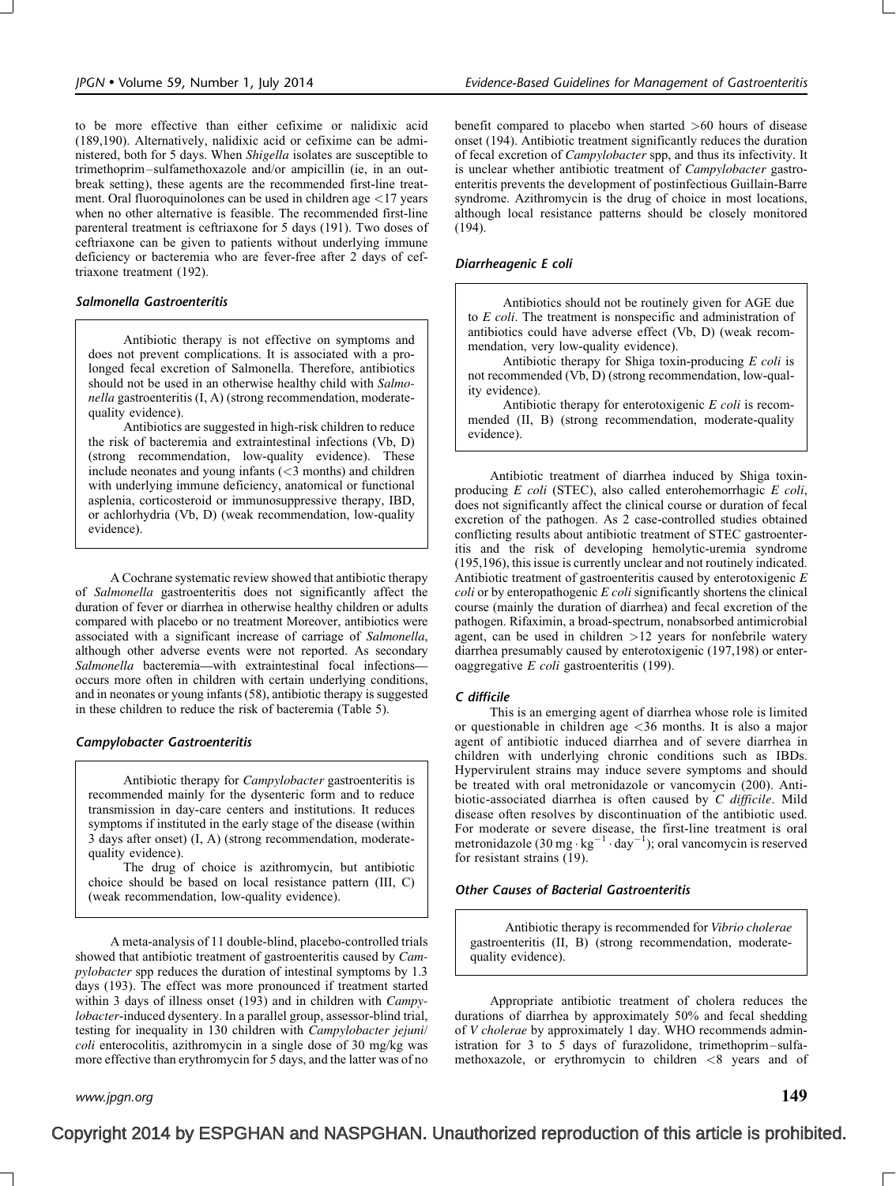to be more effective than either cefixime or nalidixic acid (189,190). Alternatively, nalidixic acid or cefixime can be administered, both for 5 days. When *Shigella* isolates are susceptible to trimethoprim–sulfamethoxazole and/or ampicillin (ie, in an outbreak setting), these agents are the recommended first-line treatment. Oral fluoroquinolones can be used in children age <17 years when no other alternative is feasible. The recommended first-line parenteral treatment is ceftriaxone for 5 days (191). Two doses of ceftriaxone can be given to patients without underlying immune deficiency or bacteremia who are fever-free after 2 days of ceftriaxone treatment (192).

### *Salmonella* Gastroenteritis

> Antibiotic therapy is not effective on symptoms and does not prevent complications. It is associated with a prolonged fecal excretion of Salmonella. Therefore, antibiotics should not be used in an otherwise healthy child with *Salmonella* gastroenteritis (I, A) (strong recommendation, moderate-quality evidence).
>
> Antibiotics are suggested in high-risk children to reduce the risk of bacteremia and extraintestinal infections (Vb, D) (strong recommendation, low-quality evidence). These include neonates and young infants (<3 months) and children with underlying immune deficiency, anatomical or functional asplenia, corticosteroid or immunosuppressive therapy, IBD, or achlorhydria (Vb, D) (weak recommendation, low-quality evidence).

A Cochrane systematic review showed that antibiotic therapy of *Salmonella* gastroenteritis does not significantly affect the duration of fever or diarrhea in otherwise healthy children or adults compared with placebo or no treatment Moreover, antibiotics were associated with a significant increase of carriage of *Salmonella*, although other adverse events were not reported. As secondary *Salmonella* bacteremia—with extraintestinal focal infections—occurs more often in children with certain underlying conditions, and in neonates or young infants (58), antibiotic therapy is suggested in these children to reduce the risk of bacteremia (Table 5).

### *Campylobacter* Gastroenteritis

> Antibiotic therapy for *Campylobacter* gastroenteritis is recommended mainly for the dysenteric form and to reduce transmission in day-care centers and institutions. It reduces symptoms if instituted in the early stage of the disease (within 3 days after onset) (I, A) (strong recommendation, moderate-quality evidence).
>
> The drug of choice is azithromycin, but antibiotic choice should be based on local resistance pattern (III, C) (weak recommendation, low-quality evidence).

A meta-analysis of 11 double-blind, placebo-controlled trials showed that antibiotic treatment of gastroenteritis caused by *Campylobacter* spp reduces the duration of intestinal symptoms by 1.3 days (193). The effect was more pronounced if treatment started within 3 days of illness onset (193) and in children with *Campylobacter*-induced dysentery. In a parallel group, assessor-blind trial, testing for inequality in 130 children with *Campylobacter jejuni*/*coli* enterocolitis, azithromycin in a single dose of 30 mg/kg was more effective than erythromycin for 5 days, and the latter was of no benefit compared to placebo when started >60 hours of disease onset (194). Antibiotic treatment significantly reduces the duration of fecal excretion of *Campylobacter* spp, and thus its infectivity. It is unclear whether antibiotic treatment of *Campylobacter* gastroenteritis prevents the development of postinfectious Guillain-Barre syndrome. Azithromycin is the drug of choice in most locations, although local resistance patterns should be closely monitored (194).

### Diarrheagenic *E coli*

> Antibiotics should not be routinely given for AGE due to *E coli*. The treatment is nonspecific and administration of antibiotics could have adverse effect (Vb, D) (weak recommendation, very low-quality evidence).
>
> Antibiotic therapy for Shiga toxin-producing *E coli* is not recommended (Vb, D) (strong recommendation, low-quality evidence).
>
> Antibiotic therapy for enterotoxigenic *E coli* is recommended (II, B) (strong recommendation, moderate-quality evidence).

Antibiotic treatment of diarrhea induced by Shiga toxin-producing *E coli* (STEC), also called enterohemorrhagic *E coli*, does not significantly affect the clinical course or duration of fecal excretion of the pathogen. As 2 case-controlled studies obtained conflicting results about antibiotic treatment of STEC gastroenteritis and the risk of developing hemolytic-uremia syndrome (195,196), this issue is currently unclear and not routinely indicated. Antibiotic treatment of gastroenteritis caused by enterotoxigenic *E coli* or by enteropathogenic *E coli* significantly shortens the clinical course (mainly the duration of diarrhea) and fecal excretion of the pathogen. Rifaximin, a broad-spectrum, nonabsorbed antimicrobial agent, can be used in children >12 years for nonfebrile watery diarrhea presumably caused by enterotoxigenic (197,198) or enteroaggregative *E coli* gastroenteritis (199).

### *C difficile*

This is an emerging agent of diarrhea whose role is limited or questionable in children age <36 months. It is also a major agent of antibiotic induced diarrhea and of severe diarrhea in children with underlying chronic conditions such as IBDs. Hypervirulent strains may induce severe symptoms and should be treated with oral metronidazole or vancomycin (200). Antibiotic-associated diarrhea is often caused by *C difficile*. Mild disease often resolves by discontinuation of the antibiotic used. For moderate or severe disease, the first-line treatment is oral metronidazole ($30\ \text{mg} \cdot \text{kg}^{-1} \cdot \text{day}^{-1}$); oral vancomycin is reserved for resistant strains (19).

### Other Causes of Bacterial Gastroenteritis

> Antibiotic therapy is recommended for *Vibrio cholerae* gastroenteritis (II, B) (strong recommendation, moderate-quality evidence).

Appropriate antibiotic treatment of cholera reduces the durations of diarrhea by approximately 50% and fecal shedding of *V cholerae* by approximately 1 day. WHO recommends administration for 3 to 5 days of furazolidone, trimethoprim–sulfamethoxazole, or erythromycin to children <8 years and of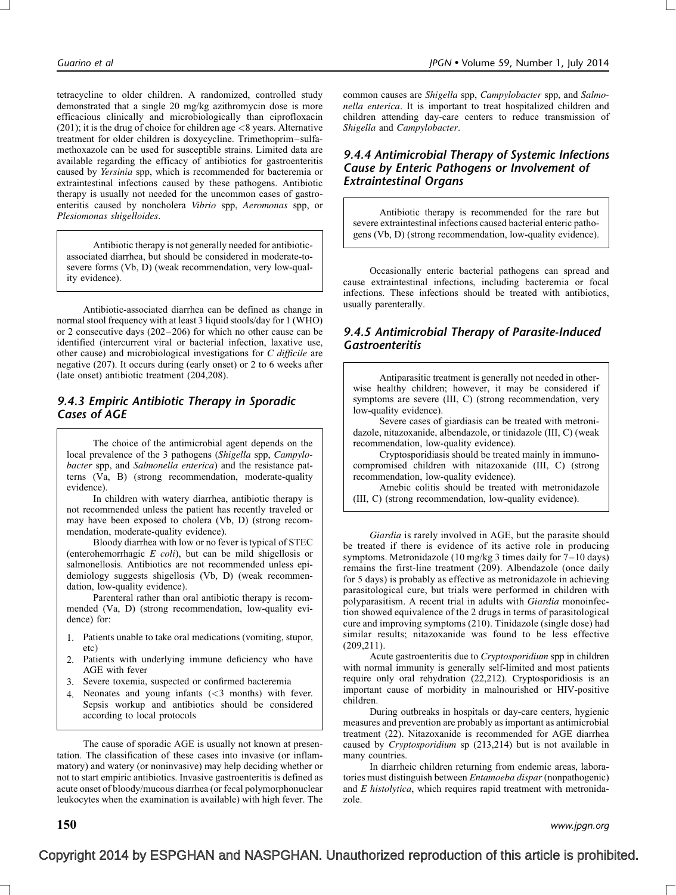tetracycline to older children. A randomized, controlled study demonstrated that a single 20 mg/kg azithromycin dose is more efficacious clinically and microbiologically than ciprofloxacin (201); it is the drug of choice for children age <8 years. Alternative treatment for older children is doxycycline. Trimethoprim–sulfamethoxazole can be used for susceptible strains. Limited data are available regarding the efficacy of antibiotics for gastroenteritis caused by *Yersinia* spp, which is recommended for bacteremia or extraintestinal infections caused by these pathogens. Antibiotic therapy is usually not needed for the uncommon cases of gastroenteritis caused by noncholera *Vibrio* spp, *Aeromonas* spp, or *Plesiomonas shigelloides*.

> Antibiotic therapy is not generally needed for antibiotic-associated diarrhea, but should be considered in moderate-to-severe forms (Vb, D) (weak recommendation, very low-quality evidence).

Antibiotic-associated diarrhea can be defined as change in normal stool frequency with at least 3 liquid stools/day for 1 (WHO) or 2 consecutive days (202–206) for which no other cause can be identified (intercurrent viral or bacterial infection, laxative use, other cause) and microbiological investigations for *C difficile* are negative (207). It occurs during (early onset) or 2 to 6 weeks after (late onset) antibiotic treatment (204,208).

### 9.4.3 Empiric Antibiotic Therapy in Sporadic Cases of AGE

> The choice of the antimicrobial agent depends on the local prevalence of the 3 pathogens (*Shigella* spp, *Campylobacter* spp, and *Salmonella enterica*) and the resistance patterns (Va, B) (strong recommendation, moderate-quality evidence).
>
> In children with watery diarrhea, antibiotic therapy is not recommended unless the patient has recently traveled or may have been exposed to cholera (Vb, D) (strong recommendation, moderate-quality evidence).
>
> Bloody diarrhea with low or no fever is typical of STEC (enterohemorrhagic *E coli*), but can be mild shigellosis or salmonellosis. Antibiotics are not recommended unless epidemiology suggests shigellosis (Vb, D) (weak recommendation, low-quality evidence).
>
> Parenteral rather than oral antibiotic therapy is recommended (Va, D) (strong recommendation, low-quality evidence) for:
>
> 1. Patients unable to take oral medications (vomiting, stupor, etc)
> 2. Patients with underlying immune deficiency who have AGE with fever
> 3. Severe toxemia, suspected or confirmed bacteremia
> 4. Neonates and young infants (<3 months) with fever. Sepsis workup and antibiotics should be considered according to local protocols

The cause of sporadic AGE is usually not known at presentation. The classification of these cases into invasive (or inflammatory) and watery (or noninvasive) may help deciding whether or not to start empiric antibiotics. Invasive gastroenteritis is defined as acute onset of bloody/mucous diarrhea (or fecal polymorphonuclear leukocytes when the examination is available) with high fever. The common causes are *Shigella* spp, *Campylobacter* spp, and *Salmonella enterica*. It is important to treat hospitalized children and children attending day-care centers to reduce transmission of *Shigella* and *Campylobacter*.

### 9.4.4 Antimicrobial Therapy of Systemic Infections Cause by Enteric Pathogens or Involvement of Extraintestinal Organs

> Antibiotic therapy is recommended for the rare but severe extraintestinal infections caused bacterial enteric pathogens (Vb, D) (strong recommendation, low-quality evidence).

Occasionally enteric bacterial pathogens can spread and cause extraintestinal infections, including bacteremia or focal infections. These infections should be treated with antibiotics, usually parenterally.

### 9.4.5 Antimicrobial Therapy of Parasite-Induced Gastroenteritis

> Antiparasitic treatment is generally not needed in otherwise healthy children; however, it may be considered if symptoms are severe (III, C) (strong recommendation, very low-quality evidence).
>
> Severe cases of giardiasis can be treated with metronidazole, nitazoxanide, albendazole, or tinidazole (III, C) (weak recommendation, low-quality evidence).
>
> Cryptosporidiasis should be treated mainly in immunocompromised children with nitazoxanide (III, C) (strong recommendation, low-quality evidence).
>
> Amebic colitis should be treated with metronidazole (III, C) (strong recommendation, low-quality evidence).

*Giardia* is rarely involved in AGE, but the parasite should be treated if there is evidence of its active role in producing symptoms. Metronidazole (10 mg/kg 3 times daily for 7–10 days) remains the first-line treatment (209). Albendazole (once daily for 5 days) is probably as effective as metronidazole in achieving parasitological cure, but trials were performed in children with polyparasitism. A recent trial in adults with *Giardia* monoinfection showed equivalence of the 2 drugs in terms of parasitological cure and improving symptoms (210). Tinidazole (single dose) had similar results; nitazoxanide was found to be less effective (209,211).

Acute gastroenteritis due to *Cryptosporidium* spp in children with normal immunity is generally self-limited and most patients require only oral rehydration (22,212). Cryptosporidiosis is an important cause of morbidity in malnourished or HIV-positive children.

During outbreaks in hospitals or day-care centers, hygienic measures and prevention are probably as important as antimicrobial treatment (22). Nitazoxanide is recommended for AGE diarrhea caused by *Cryptosporidium* sp (213,214) but is not available in many countries.

In diarrheic children returning from endemic areas, laboratories must distinguish between *Entamoeba dispar* (nonpathogenic) and *E histolytica*, which requires rapid treatment with metronidazole.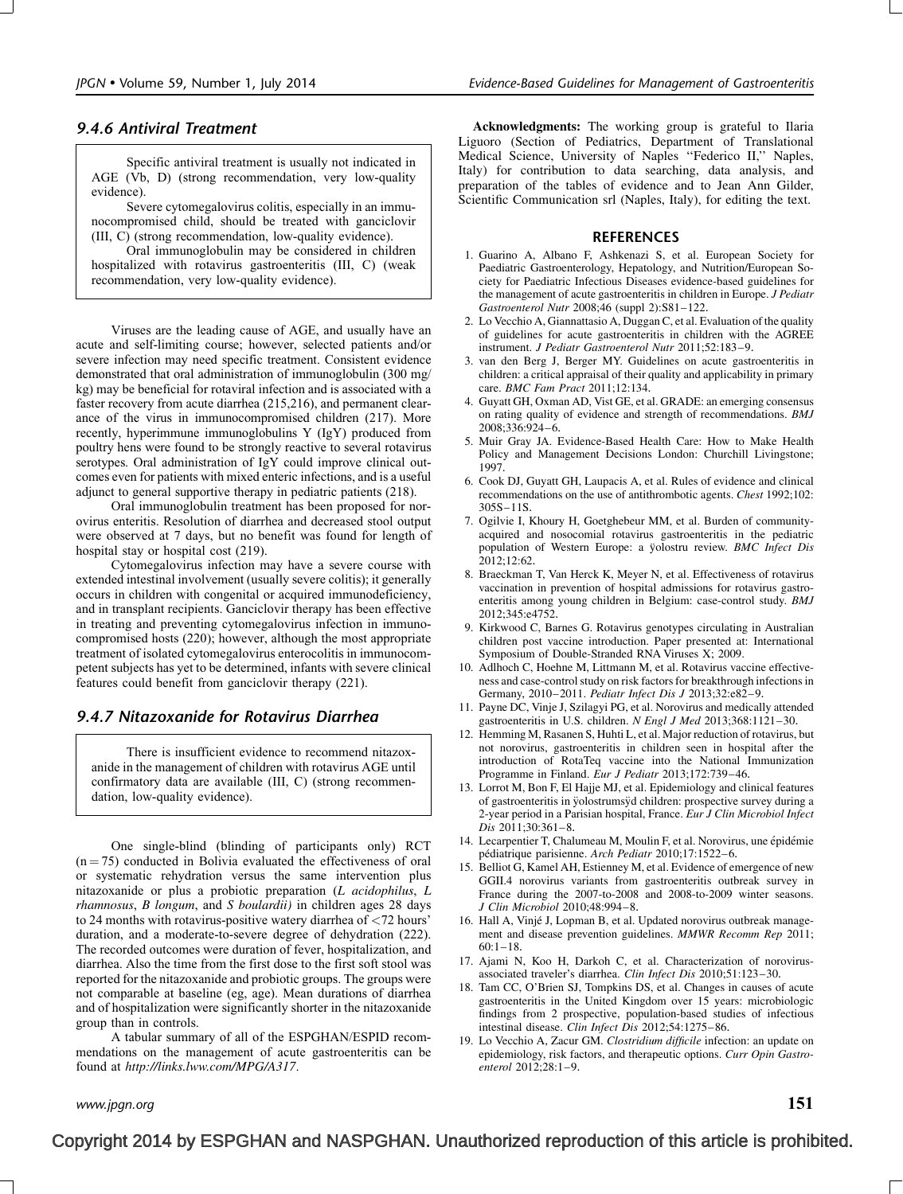### 9.4.6 Antiviral Treatment

> Specific antiviral treatment is usually not indicated in AGE (Vb, D) (strong recommendation, very low-quality evidence).
>
> Severe cytomegalovirus colitis, especially in an immunocompromised child, should be treated with ganciclovir (III, C) (strong recommendation, low-quality evidence).
>
> Oral immunoglobulin may be considered in children hospitalized with rotavirus gastroenteritis (III, C) (weak recommendation, very low-quality evidence).

Viruses are the leading cause of AGE, and usually have an acute and self-limiting course; however, selected patients and/or severe infection may need specific treatment. Consistent evidence demonstrated that oral administration of immunoglobulin (300 mg/kg) may be beneficial for rotaviral infection and is associated with a faster recovery from acute diarrhea (215,216), and permanent clearance of the virus in immunocompromised children (217). More recently, hyperimmune immunoglobulins Y (IgY) produced from poultry hens were found to be strongly reactive to several rotavirus serotypes. Oral administration of IgY could improve clinical outcomes even for patients with mixed enteric infections, and is a useful adjunct to general supportive therapy in pediatric patients (218).

Oral immunoglobulin treatment has been proposed for norovirus enteritis. Resolution of diarrhea and decreased stool output were observed at 7 days, but no benefit was found for length of hospital stay or hospital cost (219).

Cytomegalovirus infection may have a severe course with extended intestinal involvement (usually severe colitis); it generally occurs in children with congenital or acquired immunodeficiency, and in transplant recipients. Ganciclovir therapy has been effective in treating and preventing cytomegalovirus infection in immunocompromised hosts (220); however, although the most appropriate treatment of isolated cytomegalovirus enterocolitis in immunocompetent subjects has yet to be determined, infants with severe clinical features could benefit from ganciclovir therapy (221).

### 9.4.7 Nitazoxanide for Rotavirus Diarrhea

> There is insufficient evidence to recommend nitazoxanide in the management of children with rotavirus AGE until confirmatory data are available (III, C) (strong recommendation, low-quality evidence).

One single-blind (blinding of participants only) RCT ($n = 75$) conducted in Bolivia evaluated the effectiveness of oral or systematic rehydration versus the same intervention plus nitazoxanide or plus a probiotic preparation (*L acidophilus*, *L rhamnosus*, *B longum*, and *S boulardii)* in children ages 28 days to 24 months with rotavirus-positive watery diarrhea of <72 hours' duration, and a moderate-to-severe degree of dehydration (222). The recorded outcomes were duration of fever, hospitalization, and diarrhea. Also the time from the first dose to the first soft stool was reported for the nitazoxanide and probiotic groups. The groups were not comparable at baseline (eg, age). Mean durations of diarrhea and of hospitalization were significantly shorter in the nitazoxanide group than in controls.

A tabular summary of all of the ESPGHAN/ESPID recommendations on the management of acute gastroenteritis can be found at *http://links.lww.com/MPG/A317*.

**Acknowledgments:** The working group is grateful to Ilaria Liguoro (Section of Pediatrics, Department of Translational Medical Science, University of Naples "Federico II," Naples, Italy) for contribution to data searching, data analysis, and preparation of the tables of evidence and to Jean Ann Gilder, Scientific Communication srl (Naples, Italy), for editing the text.

## REFERENCES

1. Guarino A, Albano F, Ashkenazi S, et al. European Society for Paediatric Gastroenterology, Hepatology, and Nutrition/European Society for Paediatric Infectious Diseases evidence-based guidelines for the management of acute gastroenteritis in children in Europe. *J Pediatr Gastroenterol Nutr* 2008;46 (suppl 2):S81–122.
2. Lo Vecchio A, Giannattasio A, Duggan C, et al. Evaluation of the quality of guidelines for acute gastroenteritis in children with the AGREE instrument. *J Pediatr Gastroenterol Nutr* 2011;52:183–9.
3. van den Berg J, Berger MY. Guidelines on acute gastroenteritis in children: a critical appraisal of their quality and applicability in primary care. *BMC Fam Pract* 2011;12:134.
4. Guyatt GH, Oxman AD, Vist GE, et al. GRADE: an emerging consensus on rating quality of evidence and strength of recommendations. *BMJ* 2008;336:924–6.
5. Muir Gray JA. Evidence-Based Health Care: How to Make Health Policy and Management Decisions London: Churchill Livingstone; 1997.
6. Cook DJ, Guyatt GH, Laupacis A, et al. Rules of evidence and clinical recommendations on the use of antithrombotic agents. *Chest* 1992;102: 305S–11S.
7. Ogilvie I, Khoury H, Goetghebeur MM, et al. Burden of community-acquired and nosocomial rotavirus gastroenteritis in the pediatric population of Western Europe: a ÿolostru review. *BMC Infect Dis* 2012;12:62.
8. Braeckman T, Van Herck K, Meyer N, et al. Effectiveness of rotavirus vaccination in prevention of hospital admissions for rotavirus gastroenteritis among young children in Belgium: case-control study. *BMJ* 2012;345:e4752.
9. Kirkwood C, Barnes G. Rotavirus genotypes circulating in Australian children post vaccine introduction. Paper presented at: International Symposium of Double-Stranded RNA Viruses X; 2009.
10. Adlhoch C, Hoehne M, Littmann M, et al. Rotavirus vaccine effectiveness and case-control study on risk factors for breakthrough infections in Germany, 2010–2011. *Pediatr Infect Dis J* 2013;32:e82–9.
11. Payne DC, Vinje J, Szilagyi PG, et al. Norovirus and medically attended gastroenteritis in U.S. children. *N Engl J Med* 2013;368:1121–30.
12. Hemming M, Rasanen S, Huhti L, et al. Major reduction of rotavirus, but not norovirus, gastroenteritis in children seen in hospital after the introduction of RotaTeq vaccine into the National Immunization Programme in Finland. *Eur J Pediatr* 2013;172:739–46.
13. Lorrot M, Bon F, El Hajje MJ, et al. Epidemiology and clinical features of gastroenteritis in ÿolostrumsÿd children: prospective survey during a 2-year period in a Parisian hospital, France. *Eur J Clin Microbiol Infect Dis* 2011;30:361–8.
14. Lecarpentier T, Chalumeau M, Moulin F, et al. Norovirus, une épidémie pédiatrique parisienne. *Arch Pediatr* 2010;17:1522–6.
15. Belliot G, Kamel AH, Estienney M, et al. Evidence of emergence of new GGII.4 norovirus variants from gastroenteritis outbreak survey in France during the 2007-to-2008 and 2008-to-2009 winter seasons. *J Clin Microbiol* 2010;48:994–8.
16. Hall A, Vinjé J, Lopman B, et al. Updated norovirus outbreak management and disease prevention guidelines. *MMWR Recomm Rep* 2011; 60:1–18.
17. Ajami N, Koo H, Darkoh C, et al. Characterization of norovirus-associated traveler's diarrhea. *Clin Infect Dis* 2010;51:123–30.
18. Tam CC, O'Brien SJ, Tompkins DS, et al. Changes in causes of acute gastroenteritis in the United Kingdom over 15 years: microbiologic findings from 2 prospective, population-based studies of infectious intestinal disease. *Clin Infect Dis* 2012;54:1275–86.
19. Lo Vecchio A, Zacur GM. *Clostridium difficile* infection: an update on epidemiology, risk factors, and therapeutic options. *Curr Opin Gastroenterol* 2012;28:1–9.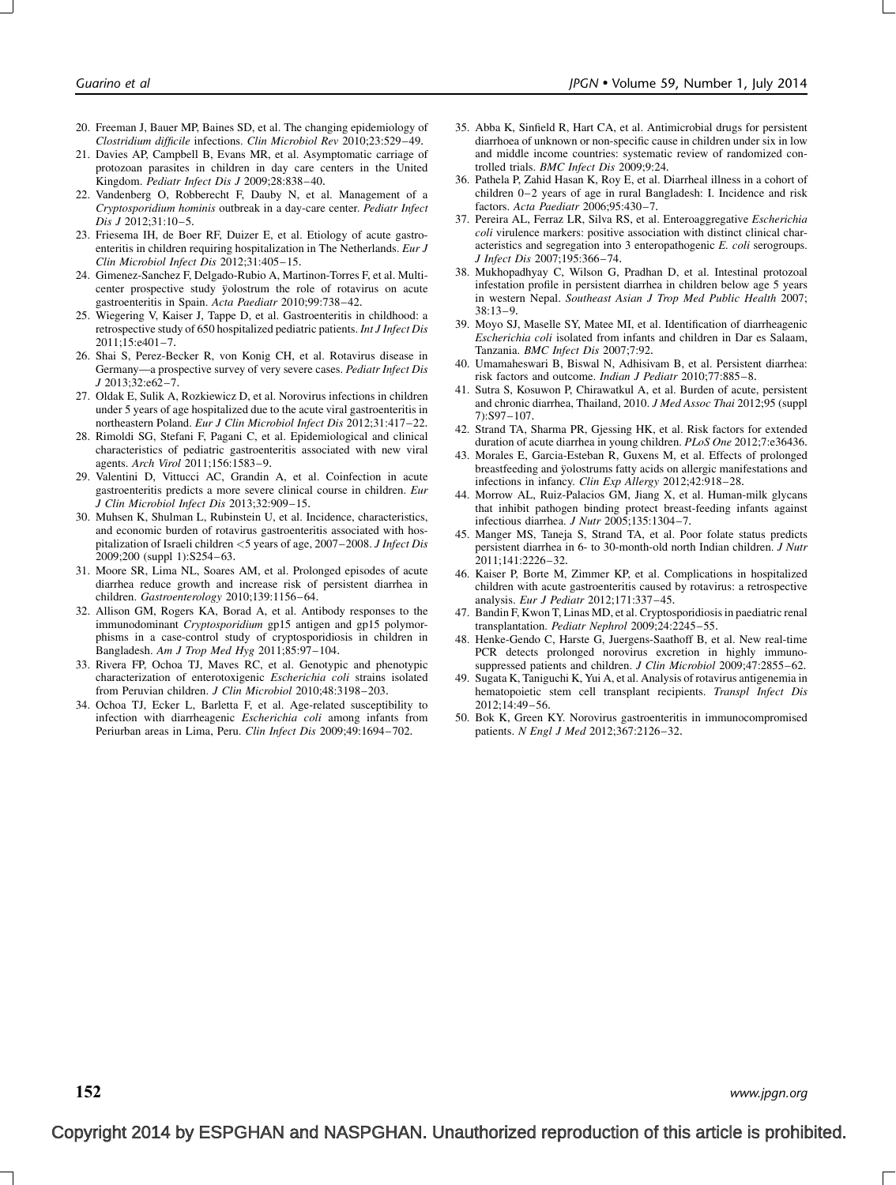20. Freeman J, Bauer MP, Baines SD, et al. The changing epidemiology of *Clostridium difficile* infections. *Clin Microbiol Rev* 2010;23:529–49.
21. Davies AP, Campbell B, Evans MR, et al. Asymptomatic carriage of protozoan parasites in children in day care centers in the United Kingdom. *Pediatr Infect Dis J* 2009;28:838–40.
22. Vandenberg O, Robberecht F, Dauby N, et al. Management of a *Cryptosporidium hominis* outbreak in a day-care center. *Pediatr Infect Dis J* 2012;31:10–5.
23. Friesema IH, de Boer RF, Duizer E, et al. Etiology of acute gastroenteritis in children requiring hospitalization in The Netherlands. *Eur J Clin Microbiol Infect Dis* 2012;31:405–15.
24. Gimenez-Sanchez F, Delgado-Rubio A, Martinon-Torres F, et al. Multicenter prospective study ÿolostrum the role of rotavirus on acute gastroenteritis in Spain. *Acta Paediatr* 2010;99:738–42.
25. Wiegering V, Kaiser J, Tappe D, et al. Gastroenteritis in childhood: a retrospective study of 650 hospitalized pediatric patients. *Int J Infect Dis* 2011;15:e401–7.
26. Shai S, Perez-Becker R, von Konig CH, et al. Rotavirus disease in Germany—a prospective survey of very severe cases. *Pediatr Infect Dis J* 2013;32:e62–7.
27. Oldak E, Sulik A, Rozkiewicz D, et al. Norovirus infections in children under 5 years of age hospitalized due to the acute viral gastroenteritis in northeastern Poland. *Eur J Clin Microbiol Infect Dis* 2012;31:417–22.
28. Rimoldi SG, Stefani F, Pagani C, et al. Epidemiological and clinical characteristics of pediatric gastroenteritis associated with new viral agents. *Arch Virol* 2011;156:1583–9.
29. Valentini D, Vittucci AC, Grandin A, et al. Coinfection in acute gastroenteritis predicts a more severe clinical course in children. *Eur J Clin Microbiol Infect Dis* 2013;32:909–15.
30. Muhsen K, Shulman L, Rubinstein U, et al. Incidence, characteristics, and economic burden of rotavirus gastroenteritis associated with hospitalization of Israeli children <5 years of age, 2007–2008. *J Infect Dis* 2009;200 (suppl 1):S254–63.
31. Moore SR, Lima NL, Soares AM, et al. Prolonged episodes of acute diarrhea reduce growth and increase risk of persistent diarrhea in children. *Gastroenterology* 2010;139:1156–64.
32. Allison GM, Rogers KA, Borad A, et al. Antibody responses to the immunodominant *Cryptosporidium* gp15 antigen and gp15 polymorphisms in a case-control study of cryptosporidiosis in children in Bangladesh. *Am J Trop Med Hyg* 2011;85:97–104.
33. Rivera FP, Ochoa TJ, Maves RC, et al. Genotypic and phenotypic characterization of enterotoxigenic *Escherichia coli* strains isolated from Peruvian children. *J Clin Microbiol* 2010;48:3198–203.
34. Ochoa TJ, Ecker L, Barletta F, et al. Age-related susceptibility to infection with diarrheagenic *Escherichia coli* among infants from Periurban areas in Lima, Peru. *Clin Infect Dis* 2009;49:1694–702.
35. Abba K, Sinfield R, Hart CA, et al. Antimicrobial drugs for persistent diarrhoea of unknown or non-specific cause in children under six in low and middle income countries: systematic review of randomized controlled trials. *BMC Infect Dis* 2009;9:24.
36. Pathela P, Zahid Hasan K, Roy E, et al. Diarrheal illness in a cohort of children 0–2 years of age in rural Bangladesh: I. Incidence and risk factors. *Acta Paediatr* 2006;95:430–7.
37. Pereira AL, Ferraz LR, Silva RS, et al. Enteroaggregative *Escherichia coli* virulence markers: positive association with distinct clinical characteristics and segregation into 3 enteropathogenic *E. coli* serogroups. *J Infect Dis* 2007;195:366–74.
38. Mukhopadhyay C, Wilson G, Pradhan D, et al. Intestinal protozoal infestation profile in persistent diarrhea in children below age 5 years in western Nepal. *Southeast Asian J Trop Med Public Health* 2007; 38:13–9.
39. Moyo SJ, Maselle SY, Matee MI, et al. Identification of diarrheagenic *Escherichia coli* isolated from infants and children in Dar es Salaam, Tanzania. *BMC Infect Dis* 2007;7:92.
40. Umamaheswari B, Biswal N, Adhisivam B, et al. Persistent diarrhea: risk factors and outcome. *Indian J Pediatr* 2010;77:885–8.
41. Sutra S, Kosuwon P, Chirawatkul A, et al. Burden of acute, persistent and chronic diarrhea, Thailand, 2010. *J Med Assoc Thai* 2012;95 (suppl 7):S97–107.
42. Strand TA, Sharma PR, Gjessing HK, et al. Risk factors for extended duration of acute diarrhea in young children. *PLoS One* 2012;7:e36436.
43. Morales E, Garcia-Esteban R, Guxens M, et al. Effects of prolonged breastfeeding and ÿolostrums fatty acids on allergic manifestations and infections in infancy. *Clin Exp Allergy* 2012;42:918–28.
44. Morrow AL, Ruiz-Palacios GM, Jiang X, et al. Human-milk glycans that inhibit pathogen binding protect breast-feeding infants against infectious diarrhea. *J Nutr* 2005;135:1304–7.
45. Manger MS, Taneja S, Strand TA, et al. Poor folate status predicts persistent diarrhea in 6- to 30-month-old north Indian children. *J Nutr* 2011;141:2226–32.
46. Kaiser P, Borte M, Zimmer KP, et al. Complications in hospitalized children with acute gastroenteritis caused by rotavirus: a retrospective analysis. *Eur J Pediatr* 2012;171:337–45.
47. Bandin F, Kwon T, Linas MD, et al. Cryptosporidiosis in paediatric renal transplantation. *Pediatr Nephrol* 2009;24:2245–55.
48. Henke-Gendo C, Harste G, Juergens-Saathoff B, et al. New real-time PCR detects prolonged norovirus excretion in highly immunosuppressed patients and children. *J Clin Microbiol* 2009;47:2855–62.
49. Sugata K, Taniguchi K, Yui A, et al. Analysis of rotavirus antigenemia in hematopoietic stem cell transplant recipients. *Transpl Infect Dis* 2012;14:49–56.
50. Bok K, Green KY. Norovirus gastroenteritis in immunocompromised patients. *N Engl J Med* 2012;367:2126–32.